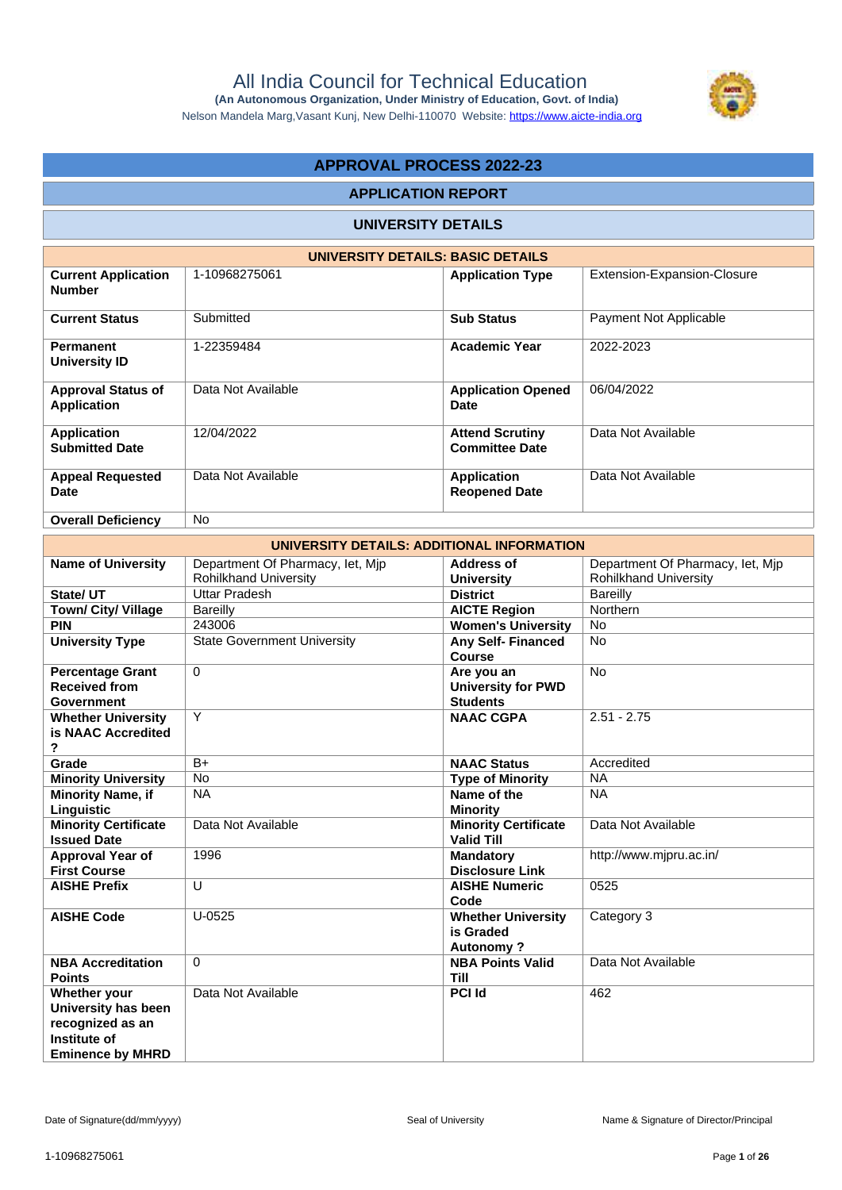# All India Council for Technical Education

**(An Autonomous Organization, Under Ministry of Education, Govt. of India)**

Nelson Mandela Marg,Vasant Kunj, New Delhi-110070 Website: https://www.aicte-india.org

## APPROVAL PROCESS 2022-23

### APPLICATION REPORT

### UNIVERSITY DETAILS

| UNIVERSITY DETAILS: BASIC DETAILS | | | |
|---|---|---|---|
| **Current Application Number** | 1-10968275061 | **Application Type** | Extension-Expansion-Closure |
| **Current Status** | Submitted | **Sub Status** | Payment Not Applicable |
| **Permanent University ID** | 1-22359484 | **Academic Year** | 2022-2023 |
| **Approval Status of Application** | Data Not Available | **Application Opened Date** | 06/04/2022 |
| **Application Submitted Date** | 12/04/2022 | **Attend Scrutiny Committee Date** | Data Not Available |
| **Appeal Requested Date** | Data Not Available | **Application Reopened Date** | Data Not Available |
| **Overall Deficiency** | No | | |

| UNIVERSITY DETAILS: ADDITIONAL INFORMATION | | | |
|---|---|---|---|
| **Name of University** | Department Of Pharmacy, Iet, Mjp Rohilkhand University | **Address of University** | Department Of Pharmacy, Iet, Mjp Rohilkhand University |
| **State/ UT** | Uttar Pradesh | **District** | Bareilly |
| **Town/ City/ Village** | Bareilly | **AICTE Region** | Northern |
| **PIN** | 243006 | **Women's University** | No |
| **University Type** | State Government University | **Any Self- Financed Course** | No |
| **Percentage Grant Received from Government** | 0 | **Are you an University for PWD Students** | No |
| **Whether University is NAAC Accredited ?** | Y | **NAAC CGPA** | 2.51 - 2.75 |
| **Grade** | B+ | **NAAC Status** | Accredited |
| **Minority University** | No | **Type of Minority** | NA |
| **Minority Name, if Linguistic** | NA | **Name of the Minority** | NA |
| **Minority Certificate Issued Date** | Data Not Available | **Minority Certificate Valid Till** | Data Not Available |
| **Approval Year of First Course** | 1996 | **Mandatory Disclosure Link** | http://www.mjpru.ac.in/ |
| **AISHE Prefix** | U | **AISHE Numeric Code** | 0525 |
| **AISHE Code** | U-0525 | **Whether University is Graded Autonomy ?** | Category 3 |
| **NBA Accreditation Points** | 0 | **NBA Points Valid Till** | Data Not Available |
| **Whether your University has been recognized as an Institute of Eminence by MHRD** | Data Not Available | **PCI Id** | 462 |

Date of Signature(dd/mm/yyyy) | Seal of University | Name & Signature of Director/Principal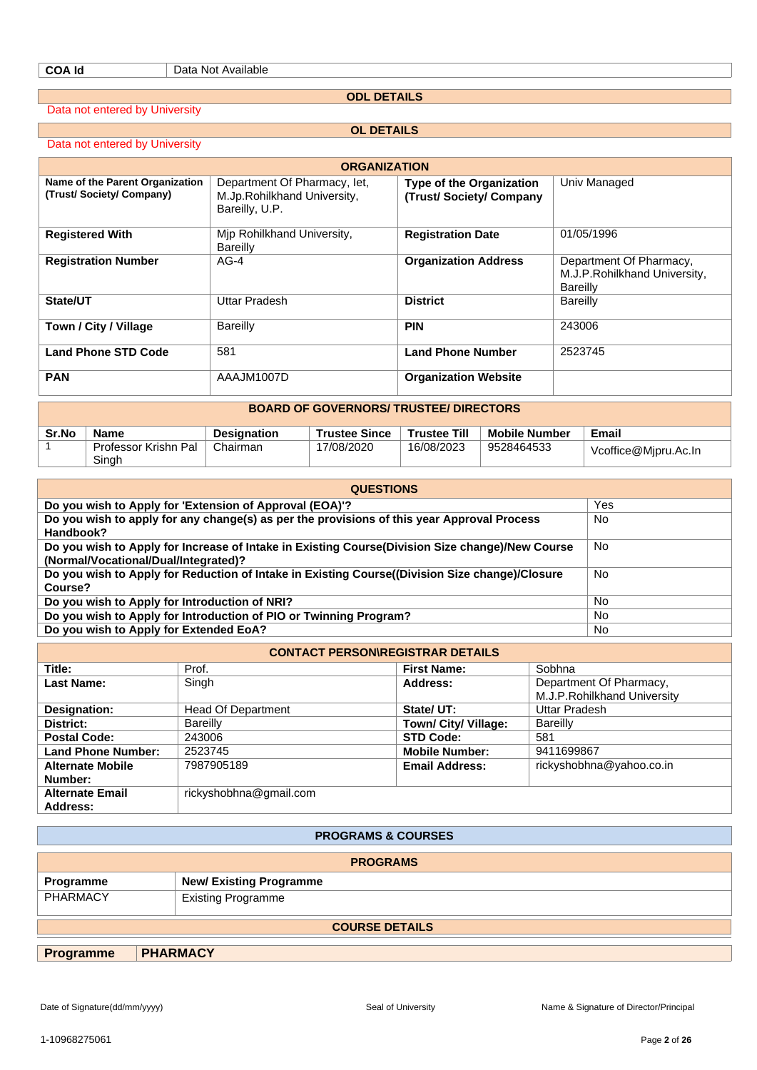| COA Id | Data Not Available |
|---|---|

## ODL DETAILS

Data not entered by University

## OL DETAILS

Data not entered by University

## ORGANIZATION

| | | | |
|---|---|---|---|
| **Name of the Parent Organization (Trust/ Society/ Company)** | Department Of Pharmacy, Iet, M.Jp.Rohilkhand University, Bareilly, U.P. | **Type of the Organization (Trust/ Society/ Company** | Univ Managed |
| **Registered With** | Mjp Rohilkhand University, Bareilly | **Registration Date** | 01/05/1996 |
| **Registration Number** | AG-4 | **Organization Address** | Department Of Pharmacy, M.J.P.Rohilkhand University, Bareilly |
| **State/UT** | Uttar Pradesh | **District** | Bareilly |
| **Town / City / Village** | Bareilly | **PIN** | 243006 |
| **Land Phone STD Code** | 581 | **Land Phone Number** | 2523745 |
| **PAN** | AAAJM1007D | **Organization Website** | |

## BOARD OF GOVERNORS/ TRUSTEE/ DIRECTORS

| Sr.No | Name | Designation | Trustee Since | Trustee Till | Mobile Number | Email |
|---|---|---|---|---|---|---|
| 1 | Professor Krishn Pal Singh | Chairman | 17/08/2020 | 16/08/2023 | 9528464533 | Vcoffice@Mjpru.Ac.In |

## QUESTIONS

| | |
|---|---|
| **Do you wish to Apply for 'Extension of Approval (EOA)'?** | Yes |
| **Do you wish to apply for any change(s) as per the provisions of this year Approval Process Handbook?** | No |
| **Do you wish to Apply for Increase of Intake in Existing Course(Division Size change)/New Course (Normal/Vocational/Dual/Integrated)?** | No |
| **Do you wish to Apply for Reduction of Intake in Existing Course((Division Size change)/Closure Course?** | No |
| **Do you wish to Apply for Introduction of NRI?** | No |
| **Do you wish to Apply for Introduction of PIO or Twinning Program?** | No |
| **Do you wish to Apply for Extended EoA?** | No |

## CONTACT PERSON\REGISTRAR DETAILS

| | | | |
|---|---|---|---|
| **Title:** | Prof. | **First Name:** | Sobhna |
| **Last Name:** | Singh | **Address:** | Department Of Pharmacy, M.J.P.Rohilkhand University |
| **Designation:** | Head Of Department | **State/ UT:** | Uttar Pradesh |
| **District:** | Bareilly | **Town/ City/ Village:** | Bareilly |
| **Postal Code:** | 243006 | **STD Code:** | 581 |
| **Land Phone Number:** | 2523745 | **Mobile Number:** | 9411699867 |
| **Alternate Mobile Number:** | 7987905189 | **Email Address:** | rickyshobhna@yahoo.co.in |
| **Alternate Email Address:** | rickyshobhna@gmail.com | | |

## PROGRAMS & COURSES

### PROGRAMS

| Programme | New/ Existing Programme |
|---|---|
| PHARMACY | Existing Programme |

### COURSE DETAILS

| **Programme** | **PHARMACY** |
|---|---|

Date of Signature(dd/mm/yyyy) Seal of University Name & Signature of Director/Principal

1-10968275061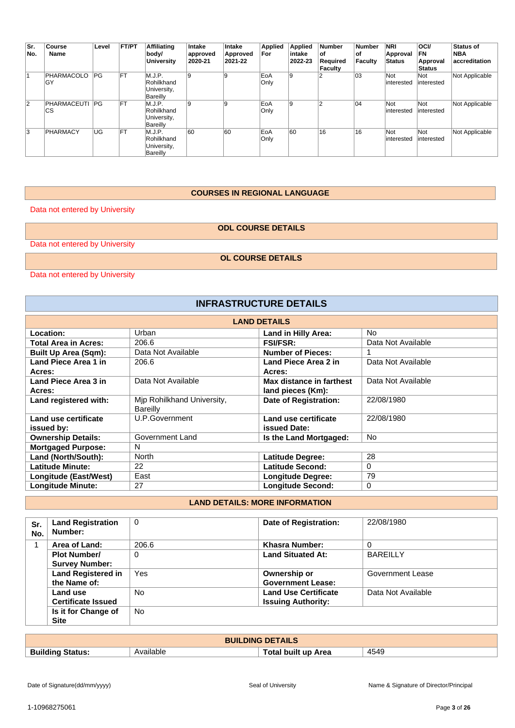| Sr. No. | Course Name | Level | FT/PT | Affiliating body/ University | Intake approved 2020-21 | Intake Approved 2021-22 | Applied For | Applied intake 2022-23 | Number of Required Faculty | Number of Faculty | NRI Approval Status | OCI/ FN Approval Status | Status of NBA accreditation |
|---|---|---|---|---|---|---|---|---|---|---|---|---|---|
| 1 | PHARMACOLOGY | PG | FT | M.J.P. Rohilkhand University, Bareilly | 9 | 9 | EoA Only | 9 | 2 | 03 | Not interested | Not interested | Not Applicable |
| 2 | PHARMACEUTICS | PG | FT | M.J.P. Rohilkhand University, Bareilly | 9 | 9 | EoA Only | 9 | 2 | 04 | Not interested | Not interested | Not Applicable |
| 3 | PHARMACY | UG | FT | M.J.P. Rohilkhand University, Bareilly | 60 | 60 | EoA Only | 60 | 16 | 16 | Not interested | Not interested | Not Applicable |

## COURSES IN REGIONAL LANGUAGE

Data not entered by University

## ODL COURSE DETAILS

Data not entered by University

## OL COURSE DETAILS

Data not entered by University

# INFRASTRUCTURE DETAILS

## LAND DETAILS

| | | | |
|---|---|---|---|
| **Location:** | Urban | **Land in Hilly Area:** | No |
| **Total Area in Acres:** | 206.6 | **FSI/FSR:** | Data Not Available |
| **Built Up Area (Sqm):** | Data Not Available | **Number of Pieces:** | 1 |
| **Land Piece Area 1 in Acres:** | 206.6 | **Land Piece Area 2 in Acres:** | Data Not Available |
| **Land Piece Area 3 in Acres:** | Data Not Available | **Max distance in farthest land pieces (Km):** | Data Not Available |
| **Land registered with:** | Mjp Rohilkhand University, Bareilly | **Date of Registration:** | 22/08/1980 |
| **Land use certificate issued by:** | U.P.Government | **Land use certificate issued Date:** | 22/08/1980 |
| **Ownership Details:** | Government Land | **Is the Land Mortgaged:** | No |
| **Mortgaged Purpose:** | N | | |
| **Land (North/South):** | North | **Latitude Degree:** | 28 |
| **Latitude Minute:** | 22 | **Latitude Second:** | 0 |
| **Longitude (East/West)** | East | **Longitude Degree:** | 79 |
| **Longitude Minute:** | 27 | **Longitude Second:** | 0 |

## LAND DETAILS: MORE INFORMATION

| Sr. No. | | | | |
|---|---|---|---|---|
| | **Land Registration Number:** | 0 | **Date of Registration:** | 22/08/1980 |
| 1 | **Area of Land:** | 206.6 | **Khasra Number:** | 0 |
| | **Plot Number/ Survey Number:** | 0 | **Land Situated At:** | BAREILLY |
| | **Land Registered in the Name of:** | Yes | **Ownership or Government Lease:** | Government Lease |
| | **Land use Certificate Issued** | No | **Land Use Certificate Issuing Authority:** | Data Not Available |
| | **Is it for Change of Site** | No | | |

## BUILDING DETAILS

| | | | |
|---|---|---|---|
| **Building Status:** | Available | **Total built up Area** | 4549 |

Date of Signature(dd/mm/yyyy) Seal of University Name & Signature of Director/Principal

1-10968275061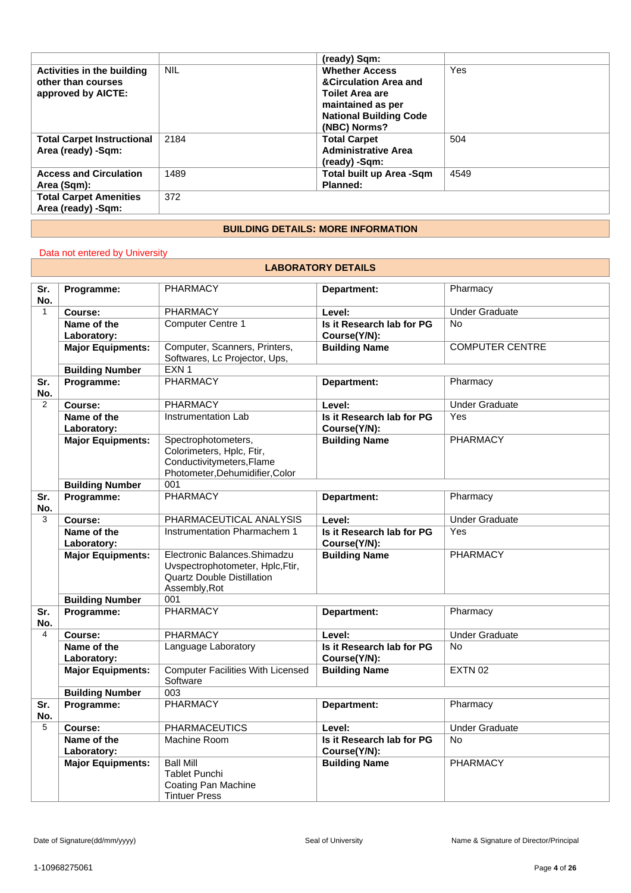| | | (ready) Sqm: | |
|---|---|---|---|
| **Activities in the building other than courses approved by AICTE:** | NIL | **Whether Access &Circulation Area and Toilet Area are maintained as per National Building Code (NBC) Norms?** | Yes |
| **Total Carpet Instructional Area (ready) -Sqm:** | 2184 | **Total Carpet Administrative Area (ready) -Sqm:** | 504 |
| **Access and Circulation Area (Sqm):** | 1489 | **Total built up Area -Sqm Planned:** | 4549 |
| **Total Carpet Amenities Area (ready) -Sqm:** | 372 | | |

## BUILDING DETAILS: MORE INFORMATION

Data not entered by University

## LABORATORY DETAILS

| Sr. No. | Programme: | PHARMACY | Department: | Pharmacy |
|---|---|---|---|---|
| 1 | **Course:** | PHARMACY | **Level:** | Under Graduate |
| | **Name of the Laboratory:** | Computer Centre 1 | **Is it Research lab for PG Course(Y/N):** | No |
| | **Major Equipments:** | Computer, Scanners, Printers, Softwares, Lc Projector, Ups, | **Building Name** | COMPUTER CENTRE |
| | **Building Number** | EXN 1 | | |
| **Sr. No.** | **Programme:** | PHARMACY | **Department:** | Pharmacy |
| 2 | **Course:** | PHARMACY | **Level:** | Under Graduate |
| | **Name of the Laboratory:** | Instrumentation Lab | **Is it Research lab for PG Course(Y/N):** | Yes |
| | **Major Equipments:** | Spectrophotometers, Colorimeters, Hplc, Ftir, Conductivitymeters,Flame Photometer,Dehumidifier,Color | **Building Name** | PHARMACY |
| | **Building Number** | 001 | | |
| **Sr. No.** | **Programme:** | PHARMACY | **Department:** | Pharmacy |
| 3 | **Course:** | PHARMACEUTICAL ANALYSIS | **Level:** | Under Graduate |
| | **Name of the Laboratory:** | Instrumentation Pharmachem 1 | **Is it Research lab for PG Course(Y/N):** | Yes |
| | **Major Equipments:** | Electronic Balances.Shimadzu Uvspectrophotometer, Hplc,Ftir, Quartz Double Distillation Assembly,Rot | **Building Name** | PHARMACY |
| | **Building Number** | 001 | | |
| **Sr. No.** | **Programme:** | PHARMACY | **Department:** | Pharmacy |
| 4 | **Course:** | PHARMACY | **Level:** | Under Graduate |
| | **Name of the Laboratory:** | Language Laboratory | **Is it Research lab for PG Course(Y/N):** | No |
| | **Major Equipments:** | Computer Facilities With Licensed Software | **Building Name** | EXTN 02 |
| | **Building Number** | 003 | | |
| **Sr. No.** | **Programme:** | PHARMACY | **Department:** | Pharmacy |
| 5 | **Course:** | PHARMACEUTICS | **Level:** | Under Graduate |
| | **Name of the Laboratory:** | Machine Room | **Is it Research lab for PG Course(Y/N):** | No |
| | **Major Equipments:** | Ball Mill Tablet Punchi Coating Pan Machine Tintuer Press | **Building Name** | PHARMACY |

Date of Signature(dd/mm/yyyy) Seal of University Name & Signature of Director/Principal

1-10968275061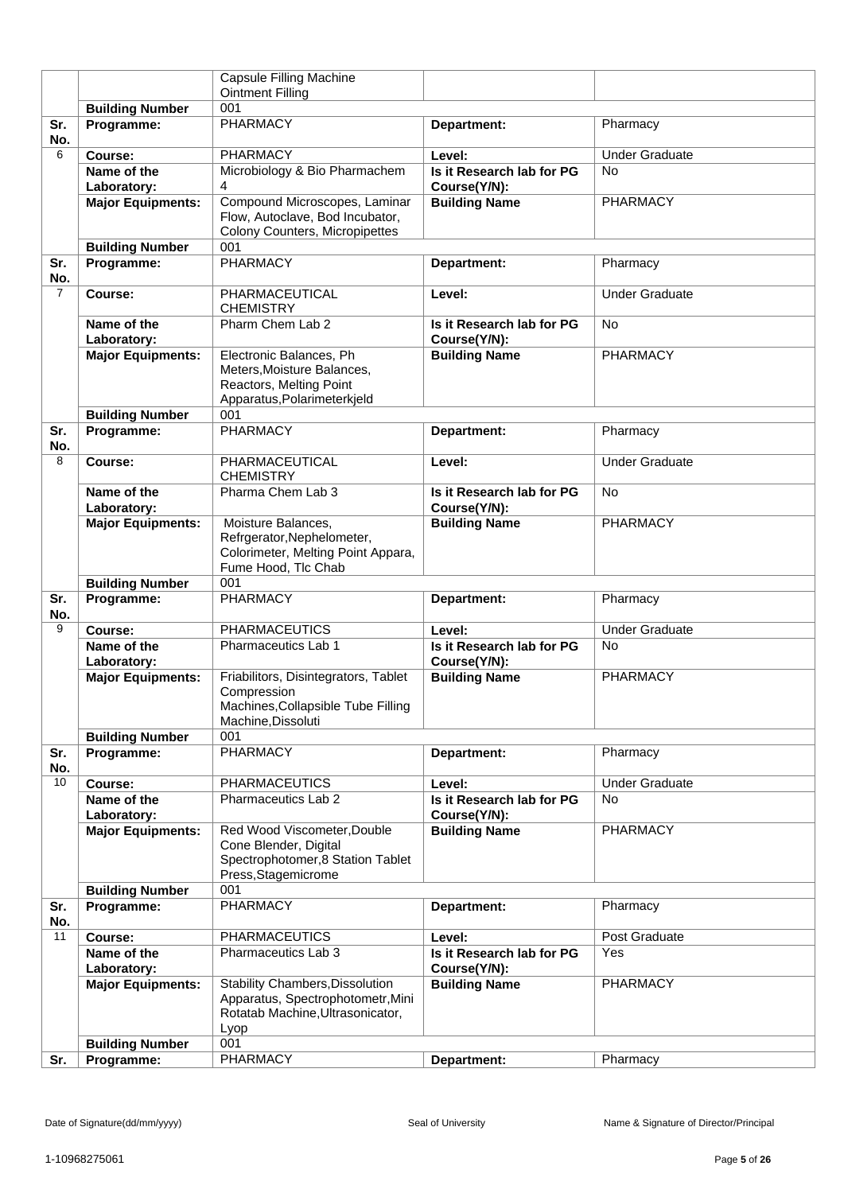| | | | | |
|---|---|---|---|---|
| | | Capsule Filling Machine Ointment Filling | | |
| | **Building Number** | 001 | | |
| **Sr. No.** | **Programme:** | PHARMACY | **Department:** | Pharmacy |
| 6 | **Course:** | PHARMACY | **Level:** | Under Graduate |
| | **Name of the Laboratory:** | Microbiology & Bio Pharmachem 4 | **Is it Research lab for PG Course(Y/N):** | No |
| | **Major Equipments:** | Compound Microscopes, Laminar Flow, Autoclave, Bod Incubator, Colony Counters, Micropipettes | **Building Name** | PHARMACY |
| | **Building Number** | 001 | | |
| **Sr. No.** | **Programme:** | PHARMACY | **Department:** | Pharmacy |
| 7 | **Course:** | PHARMACEUTICAL CHEMISTRY | **Level:** | Under Graduate |
| | **Name of the Laboratory:** | Pharm Chem Lab 2 | **Is it Research lab for PG Course(Y/N):** | No |
| | **Major Equipments:** | Electronic Balances, Ph Meters,Moisture Balances, Reactors, Melting Point Apparatus,Polarimeterkjeld | **Building Name** | PHARMACY |
| | **Building Number** | 001 | | |
| **Sr. No.** | **Programme:** | PHARMACY | **Department:** | Pharmacy |
| 8 | **Course:** | PHARMACEUTICAL CHEMISTRY | **Level:** | Under Graduate |
| | **Name of the Laboratory:** | Pharma Chem Lab 3 | **Is it Research lab for PG Course(Y/N):** | No |
| | **Major Equipments:** | Moisture Balances, Refrgerator,Nephelometer, Colorimeter, Melting Point Appara, Fume Hood, Tlc Chab | **Building Name** | PHARMACY |
| | **Building Number** | 001 | | |
| **Sr. No.** | **Programme:** | PHARMACY | **Department:** | Pharmacy |
| 9 | **Course:** | PHARMACEUTICS | **Level:** | Under Graduate |
| | **Name of the Laboratory:** | Pharmaceutics Lab 1 | **Is it Research lab for PG Course(Y/N):** | No |
| | **Major Equipments:** | Friabilitors, Disintegrators, Tablet Compression Machines,Collapsible Tube Filling Machine,Dissoluti | **Building Name** | PHARMACY |
| | **Building Number** | 001 | | |
| **Sr. No.** | **Programme:** | PHARMACY | **Department:** | Pharmacy |
| 10 | **Course:** | PHARMACEUTICS | **Level:** | Under Graduate |
| | **Name of the Laboratory:** | Pharmaceutics Lab 2 | **Is it Research lab for PG Course(Y/N):** | No |
| | **Major Equipments:** | Red Wood Viscometer,Double Cone Blender, Digital Spectrophotomer,8 Station Tablet Press,Stagemicrome | **Building Name** | PHARMACY |
| | **Building Number** | 001 | | |
| **Sr. No.** | **Programme:** | PHARMACY | **Department:** | Pharmacy |
| 11 | **Course:** | PHARMACEUTICS | **Level:** | Post Graduate |
| | **Name of the Laboratory:** | Pharmaceutics Lab 3 | **Is it Research lab for PG Course(Y/N):** | Yes |
| | **Major Equipments:** | Stability Chambers,Dissolution Apparatus, Spectrophotometr,Mini Rotatab Machine,Ultrasonicator, Lyop | **Building Name** | PHARMACY |
| | **Building Number** | 001 | | |
| **Sr.** | **Programme:** | PHARMACY | **Department:** | Pharmacy |

Date of Signature(dd/mm/yyyy) | Seal of University | Name & Signature of Director/Principal

1-10968275061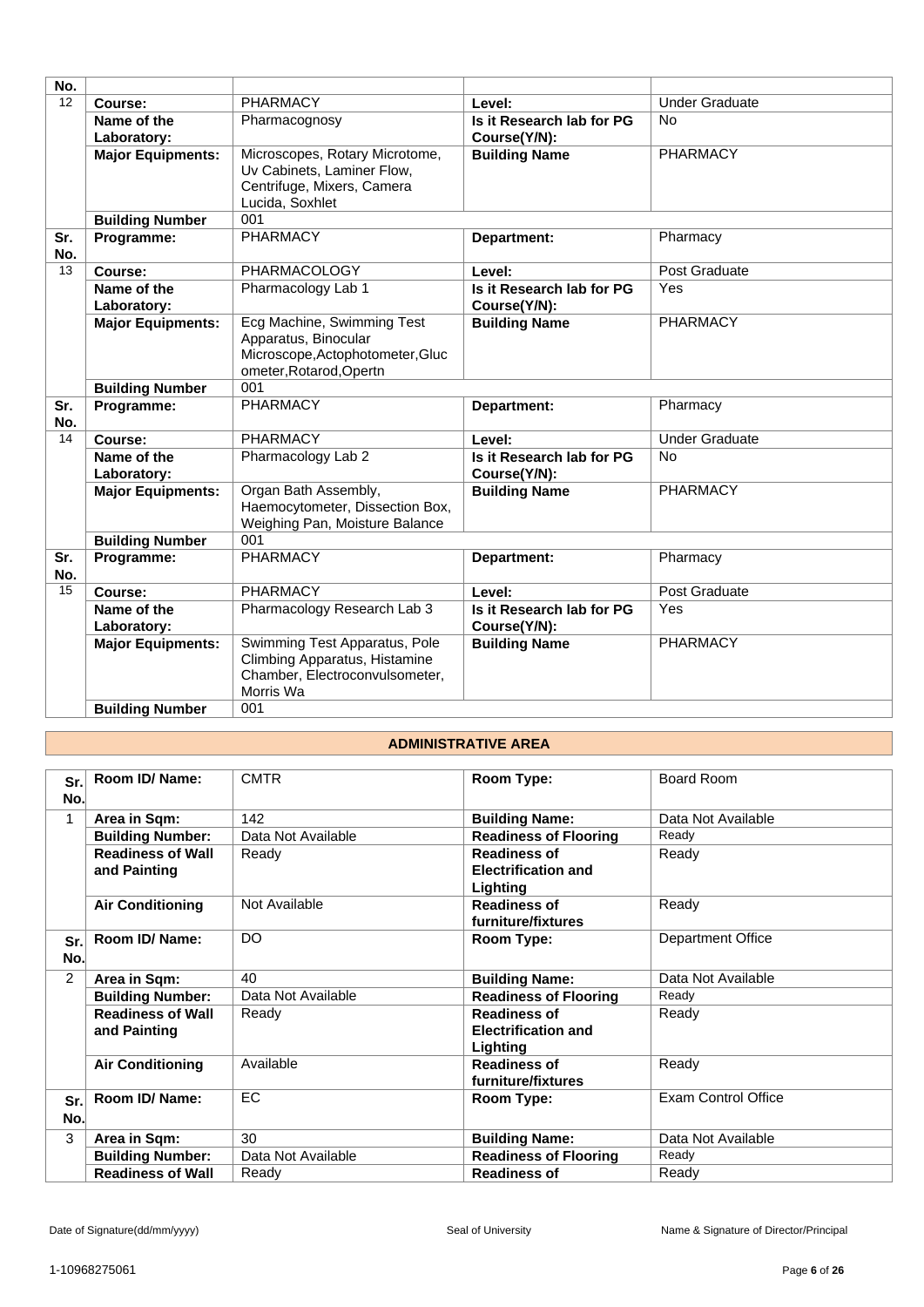| No. | | | | |
|---|---|---|---|---|
| 12 | **Course:** | PHARMACY | **Level:** | Under Graduate |
| | **Name of the Laboratory:** | Pharmacognosy | **Is it Research lab for PG Course(Y/N):** | No |
| | **Major Equipments:** | Microscopes, Rotary Microtome, Uv Cabinets, Laminer Flow, Centrifuge, Mixers, Camera Lucida, Soxhlet | **Building Name** | PHARMACY |
| | **Building Number** | 001 | | |
| **Sr. No.** | **Programme:** | PHARMACY | **Department:** | Pharmacy |
| 13 | **Course:** | PHARMACOLOGY | **Level:** | Post Graduate |
| | **Name of the Laboratory:** | Pharmacology Lab 1 | **Is it Research lab for PG Course(Y/N):** | Yes |
| | **Major Equipments:** | Ecg Machine, Swimming Test Apparatus, Binocular Microscope,Actophotometer,Glucometer,Rotarod,Opertn | **Building Name** | PHARMACY |
| | **Building Number** | 001 | | |
| **Sr. No.** | **Programme:** | PHARMACY | **Department:** | Pharmacy |
| 14 | **Course:** | PHARMACY | **Level:** | Under Graduate |
| | **Name of the Laboratory:** | Pharmacology Lab 2 | **Is it Research lab for PG Course(Y/N):** | No |
| | **Major Equipments:** | Organ Bath Assembly, Haemocytometer, Dissection Box, Weighing Pan, Moisture Balance | **Building Name** | PHARMACY |
| | **Building Number** | 001 | | |
| **Sr. No.** | **Programme:** | PHARMACY | **Department:** | Pharmacy |
| 15 | **Course:** | PHARMACY | **Level:** | Post Graduate |
| | **Name of the Laboratory:** | Pharmacology Research Lab 3 | **Is it Research lab for PG Course(Y/N):** | Yes |
| | **Major Equipments:** | Swimming Test Apparatus, Pole Climbing Apparatus, Histamine Chamber, Electroconvulsometer, Morris Wa | **Building Name** | PHARMACY |
| | **Building Number** | 001 | | |

## ADMINISTRATIVE AREA

| Sr. No. | Room ID/ Name: | CMTR | Room Type: | Board Room |
|---|---|---|---|---|
| 1 | **Area in Sqm:** | 142 | **Building Name:** | Data Not Available |
| | **Building Number:** | Data Not Available | **Readiness of Flooring** | Ready |
| | **Readiness of Wall and Painting** | Ready | **Readiness of Electrification and Lighting** | Ready |
| | **Air Conditioning** | Not Available | **Readiness of furniture/fixtures** | Ready |
| **Sr. No.** | **Room ID/ Name:** | DO | **Room Type:** | Department Office |
| 2 | **Area in Sqm:** | 40 | **Building Name:** | Data Not Available |
| | **Building Number:** | Data Not Available | **Readiness of Flooring** | Ready |
| | **Readiness of Wall and Painting** | Ready | **Readiness of Electrification and Lighting** | Ready |
| | **Air Conditioning** | Available | **Readiness of furniture/fixtures** | Ready |
| **Sr. No.** | **Room ID/ Name:** | EC | **Room Type:** | Exam Control Office |
| 3 | **Area in Sqm:** | 30 | **Building Name:** | Data Not Available |
| | **Building Number:** | Data Not Available | **Readiness of Flooring** | Ready |
| | **Readiness of Wall** | Ready | **Readiness of** | Ready |

Date of Signature(dd/mm/yyyy) Seal of University Name & Signature of Director/Principal

1-10968275061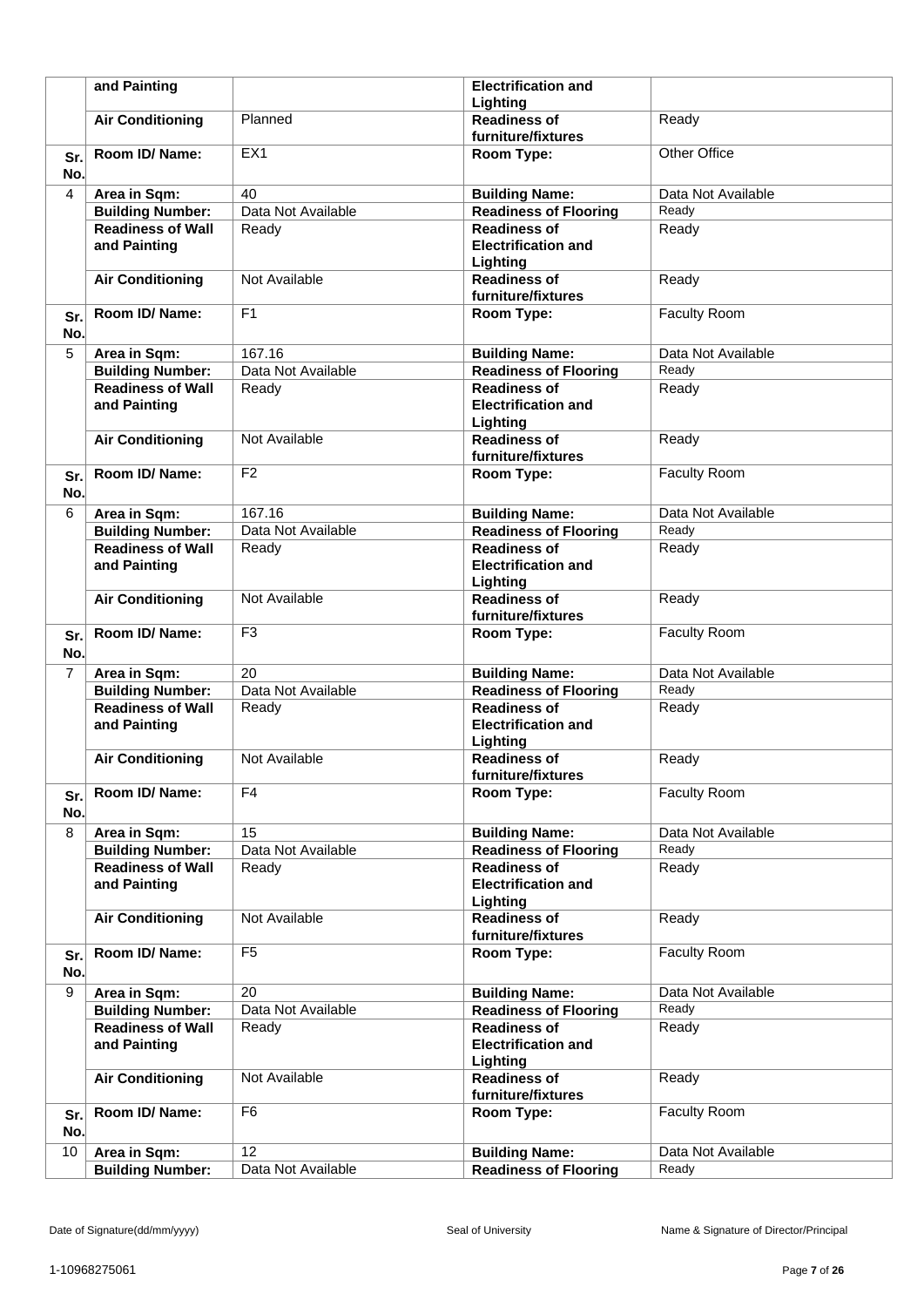| | | | | |
|---|---|---|---|---|
| | **and Painting** | | **Electrification and Lighting** | |
| | **Air Conditioning** | Planned | **Readiness of furniture/fixtures** | Ready |
| **Sr. No.** | **Room ID/ Name:** | EX1 | **Room Type:** | Other Office |
| 4 | **Area in Sqm:** | 40 | **Building Name:** | Data Not Available |
| | **Building Number:** | Data Not Available | **Readiness of Flooring** | Ready |
| | **Readiness of Wall and Painting** | Ready | **Readiness of Electrification and Lighting** | Ready |
| | **Air Conditioning** | Not Available | **Readiness of furniture/fixtures** | Ready |
| **Sr. No.** | **Room ID/ Name:** | F1 | **Room Type:** | Faculty Room |
| 5 | **Area in Sqm:** | 167.16 | **Building Name:** | Data Not Available |
| | **Building Number:** | Data Not Available | **Readiness of Flooring** | Ready |
| | **Readiness of Wall and Painting** | Ready | **Readiness of Electrification and Lighting** | Ready |
| | **Air Conditioning** | Not Available | **Readiness of furniture/fixtures** | Ready |
| **Sr. No.** | **Room ID/ Name:** | F2 | **Room Type:** | Faculty Room |
| 6 | **Area in Sqm:** | 167.16 | **Building Name:** | Data Not Available |
| | **Building Number:** | Data Not Available | **Readiness of Flooring** | Ready |
| | **Readiness of Wall and Painting** | Ready | **Readiness of Electrification and Lighting** | Ready |
| | **Air Conditioning** | Not Available | **Readiness of furniture/fixtures** | Ready |
| **Sr. No.** | **Room ID/ Name:** | F3 | **Room Type:** | Faculty Room |
| 7 | **Area in Sqm:** | 20 | **Building Name:** | Data Not Available |
| | **Building Number:** | Data Not Available | **Readiness of Flooring** | Ready |
| | **Readiness of Wall and Painting** | Ready | **Readiness of Electrification and Lighting** | Ready |
| | **Air Conditioning** | Not Available | **Readiness of furniture/fixtures** | Ready |
| **Sr. No.** | **Room ID/ Name:** | F4 | **Room Type:** | Faculty Room |
| 8 | **Area in Sqm:** | 15 | **Building Name:** | Data Not Available |
| | **Building Number:** | Data Not Available | **Readiness of Flooring** | Ready |
| | **Readiness of Wall and Painting** | Ready | **Readiness of Electrification and Lighting** | Ready |
| | **Air Conditioning** | Not Available | **Readiness of furniture/fixtures** | Ready |
| **Sr. No.** | **Room ID/ Name:** | F5 | **Room Type:** | Faculty Room |
| 9 | **Area in Sqm:** | 20 | **Building Name:** | Data Not Available |
| | **Building Number:** | Data Not Available | **Readiness of Flooring** | Ready |
| | **Readiness of Wall and Painting** | Ready | **Readiness of Electrification and Lighting** | Ready |
| | **Air Conditioning** | Not Available | **Readiness of furniture/fixtures** | Ready |
| **Sr. No.** | **Room ID/ Name:** | F6 | **Room Type:** | Faculty Room |
| 10 | **Area in Sqm:** | 12 | **Building Name:** | Data Not Available |
| | **Building Number:** | Data Not Available | **Readiness of Flooring** | Ready |

Date of Signature(dd/mm/yyyy) &emsp; Seal of University &emsp; Name & Signature of Director/Principal

1-10968275061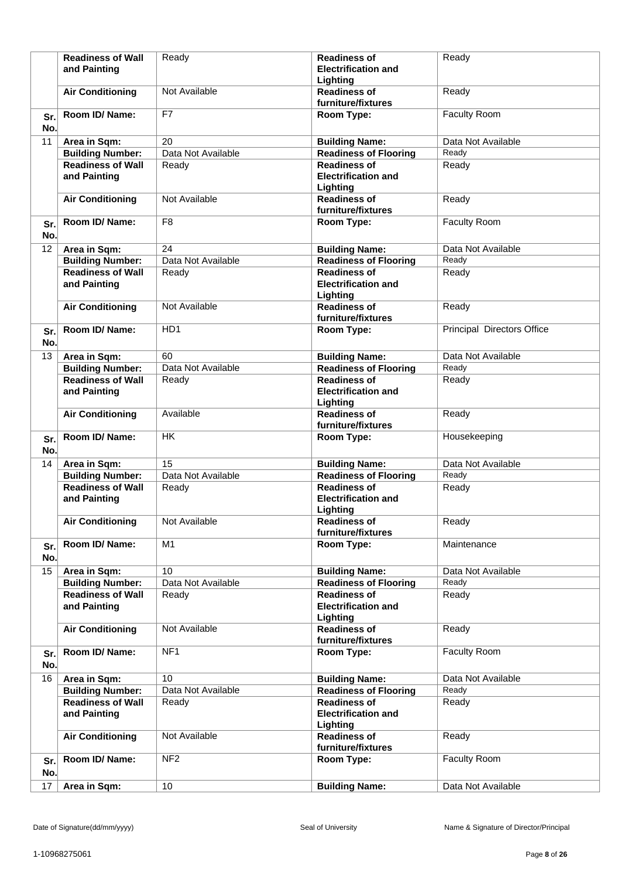| | | | | |
|---|---|---|---|---|
| | **Readiness of Wall and Painting** | Ready | **Readiness of Electrification and Lighting** | Ready |
| | **Air Conditioning** | Not Available | **Readiness of furniture/fixtures** | Ready |
| **Sr. No.** | **Room ID/ Name:** | F7 | **Room Type:** | Faculty Room |
| 11 | **Area in Sqm:** | 20 | **Building Name:** | Data Not Available |
| | **Building Number:** | Data Not Available | **Readiness of Flooring** | Ready |
| | **Readiness of Wall and Painting** | Ready | **Readiness of Electrification and Lighting** | Ready |
| | **Air Conditioning** | Not Available | **Readiness of furniture/fixtures** | Ready |
| **Sr. No.** | **Room ID/ Name:** | F8 | **Room Type:** | Faculty Room |
| 12 | **Area in Sqm:** | 24 | **Building Name:** | Data Not Available |
| | **Building Number:** | Data Not Available | **Readiness of Flooring** | Ready |
| | **Readiness of Wall and Painting** | Ready | **Readiness of Electrification and Lighting** | Ready |
| | **Air Conditioning** | Not Available | **Readiness of furniture/fixtures** | Ready |
| **Sr. No.** | **Room ID/ Name:** | HD1 | **Room Type:** | Principal Directors Office |
| 13 | **Area in Sqm:** | 60 | **Building Name:** | Data Not Available |
| | **Building Number:** | Data Not Available | **Readiness of Flooring** | Ready |
| | **Readiness of Wall and Painting** | Ready | **Readiness of Electrification and Lighting** | Ready |
| | **Air Conditioning** | Available | **Readiness of furniture/fixtures** | Ready |
| **Sr. No.** | **Room ID/ Name:** | HK | **Room Type:** | Housekeeping |
| 14 | **Area in Sqm:** | 15 | **Building Name:** | Data Not Available |
| | **Building Number:** | Data Not Available | **Readiness of Flooring** | Ready |
| | **Readiness of Wall and Painting** | Ready | **Readiness of Electrification and Lighting** | Ready |
| | **Air Conditioning** | Not Available | **Readiness of furniture/fixtures** | Ready |
| **Sr. No.** | **Room ID/ Name:** | M1 | **Room Type:** | Maintenance |
| 15 | **Area in Sqm:** | 10 | **Building Name:** | Data Not Available |
| | **Building Number:** | Data Not Available | **Readiness of Flooring** | Ready |
| | **Readiness of Wall and Painting** | Ready | **Readiness of Electrification and Lighting** | Ready |
| | **Air Conditioning** | Not Available | **Readiness of furniture/fixtures** | Ready |
| **Sr. No.** | **Room ID/ Name:** | NF1 | **Room Type:** | Faculty Room |
| 16 | **Area in Sqm:** | 10 | **Building Name:** | Data Not Available |
| | **Building Number:** | Data Not Available | **Readiness of Flooring** | Ready |
| | **Readiness of Wall and Painting** | Ready | **Readiness of Electrification and Lighting** | Ready |
| | **Air Conditioning** | Not Available | **Readiness of furniture/fixtures** | Ready |
| **Sr. No.** | **Room ID/ Name:** | NF2 | **Room Type:** | Faculty Room |
| 17 | **Area in Sqm:** | 10 | **Building Name:** | Data Not Available |

Date of Signature(dd/mm/yyyy) Seal of University Name & Signature of Director/Principal

1-10968275061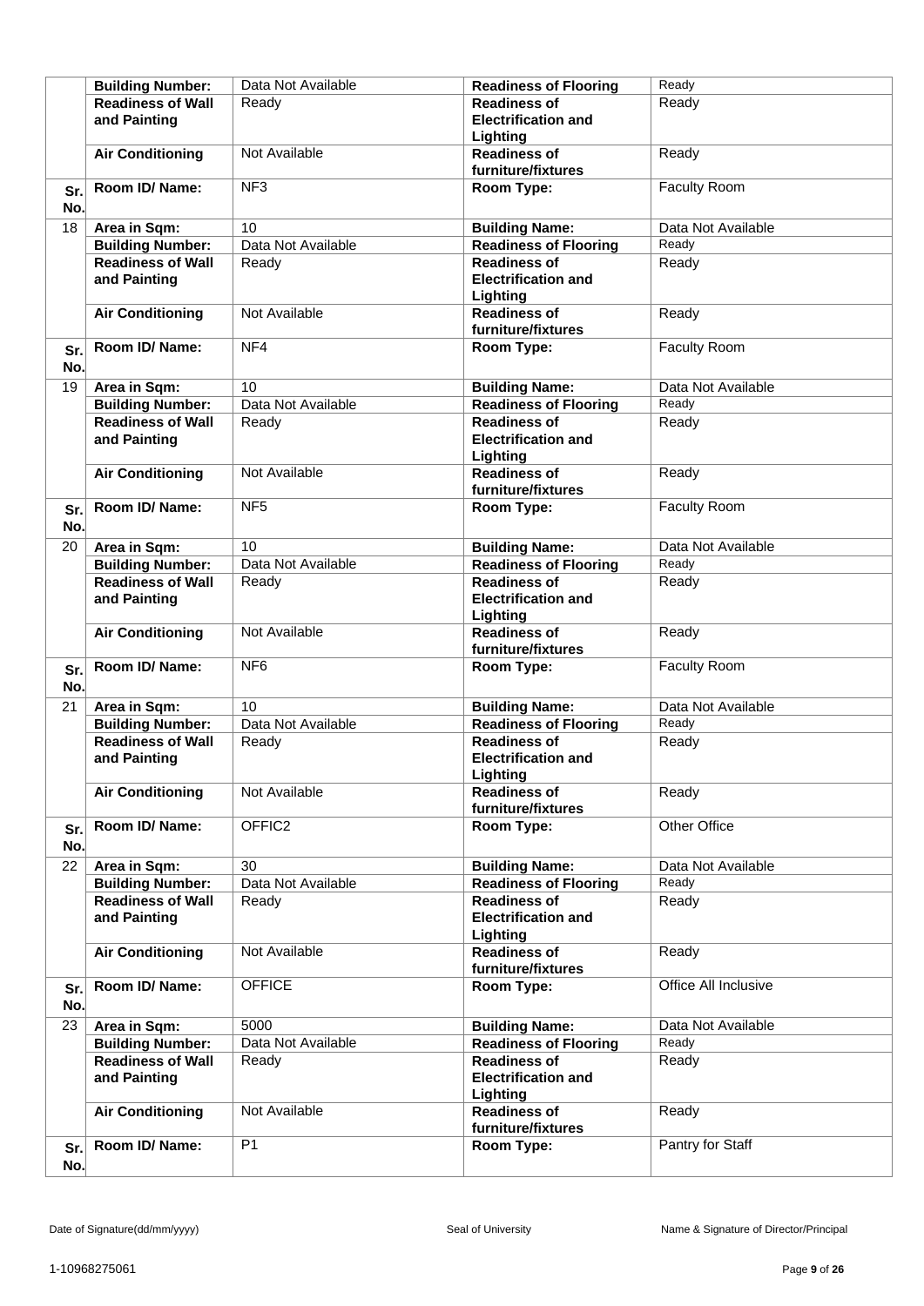| | | | | |
|---|---|---|---|---|
| | **Building Number:** | Data Not Available | **Readiness of Flooring** | Ready |
| | **Readiness of Wall and Painting** | Ready | **Readiness of Electrification and Lighting** | Ready |
| | **Air Conditioning** | Not Available | **Readiness of furniture/fixtures** | Ready |
| **Sr. No.** | **Room ID/ Name:** | NF3 | **Room Type:** | Faculty Room |
| 18 | **Area in Sqm:** | 10 | **Building Name:** | Data Not Available |
| | **Building Number:** | Data Not Available | **Readiness of Flooring** | Ready |
| | **Readiness of Wall and Painting** | Ready | **Readiness of Electrification and Lighting** | Ready |
| | **Air Conditioning** | Not Available | **Readiness of furniture/fixtures** | Ready |
| **Sr. No.** | **Room ID/ Name:** | NF4 | **Room Type:** | Faculty Room |
| 19 | **Area in Sqm:** | 10 | **Building Name:** | Data Not Available |
| | **Building Number:** | Data Not Available | **Readiness of Flooring** | Ready |
| | **Readiness of Wall and Painting** | Ready | **Readiness of Electrification and Lighting** | Ready |
| | **Air Conditioning** | Not Available | **Readiness of furniture/fixtures** | Ready |
| **Sr. No.** | **Room ID/ Name:** | NF5 | **Room Type:** | Faculty Room |
| 20 | **Area in Sqm:** | 10 | **Building Name:** | Data Not Available |
| | **Building Number:** | Data Not Available | **Readiness of Flooring** | Ready |
| | **Readiness of Wall and Painting** | Ready | **Readiness of Electrification and Lighting** | Ready |
| | **Air Conditioning** | Not Available | **Readiness of furniture/fixtures** | Ready |
| **Sr. No.** | **Room ID/ Name:** | NF6 | **Room Type:** | Faculty Room |
| 21 | **Area in Sqm:** | 10 | **Building Name:** | Data Not Available |
| | **Building Number:** | Data Not Available | **Readiness of Flooring** | Ready |
| | **Readiness of Wall and Painting** | Ready | **Readiness of Electrification and Lighting** | Ready |
| | **Air Conditioning** | Not Available | **Readiness of furniture/fixtures** | Ready |
| **Sr. No.** | **Room ID/ Name:** | OFFIC2 | **Room Type:** | Other Office |
| 22 | **Area in Sqm:** | 30 | **Building Name:** | Data Not Available |
| | **Building Number:** | Data Not Available | **Readiness of Flooring** | Ready |
| | **Readiness of Wall and Painting** | Ready | **Readiness of Electrification and Lighting** | Ready |
| | **Air Conditioning** | Not Available | **Readiness of furniture/fixtures** | Ready |
| **Sr. No.** | **Room ID/ Name:** | OFFICE | **Room Type:** | Office All Inclusive |
| 23 | **Area in Sqm:** | 5000 | **Building Name:** | Data Not Available |
| | **Building Number:** | Data Not Available | **Readiness of Flooring** | Ready |
| | **Readiness of Wall and Painting** | Ready | **Readiness of Electrification and Lighting** | Ready |
| | **Air Conditioning** | Not Available | **Readiness of furniture/fixtures** | Ready |
| **Sr. No.** | **Room ID/ Name:** | P1 | **Room Type:** | Pantry for Staff |

Date of Signature(dd/mm/yyyy) Seal of University Name & Signature of Director/Principal

1-10968275061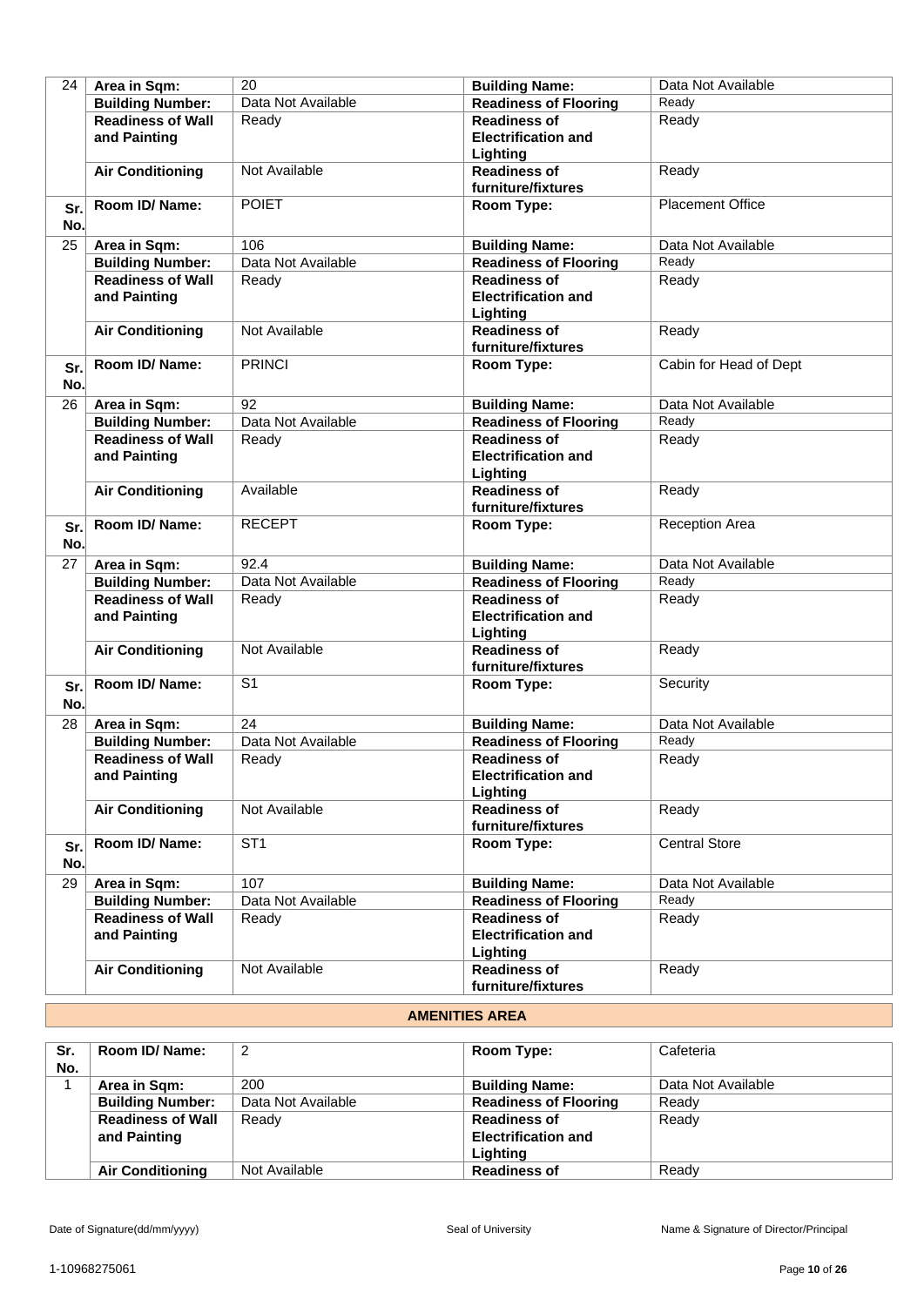| 24 | Area in Sqm: | 20 | Building Name: | Data Not Available |
|---|---|---|---|---|
| | Building Number: | Data Not Available | Readiness of Flooring | Ready |
| | Readiness of Wall and Painting | Ready | Readiness of Electrification and Lighting | Ready |
| | Air Conditioning | Not Available | Readiness of furniture/fixtures | Ready |
| Sr. No. | Room ID/ Name: | POIET | Room Type: | Placement Office |
| 25 | Area in Sqm: | 106 | Building Name: | Data Not Available |
| | Building Number: | Data Not Available | Readiness of Flooring | Ready |
| | Readiness of Wall and Painting | Ready | Readiness of Electrification and Lighting | Ready |
| | Air Conditioning | Not Available | Readiness of furniture/fixtures | Ready |
| Sr. No. | Room ID/ Name: | PRINCI | Room Type: | Cabin for Head of Dept |
| 26 | Area in Sqm: | 92 | Building Name: | Data Not Available |
| | Building Number: | Data Not Available | Readiness of Flooring | Ready |
| | Readiness of Wall and Painting | Ready | Readiness of Electrification and Lighting | Ready |
| | Air Conditioning | Available | Readiness of furniture/fixtures | Ready |
| Sr. No. | Room ID/ Name: | RECEPT | Room Type: | Reception Area |
| 27 | Area in Sqm: | 92.4 | Building Name: | Data Not Available |
| | Building Number: | Data Not Available | Readiness of Flooring | Ready |
| | Readiness of Wall and Painting | Ready | Readiness of Electrification and Lighting | Ready |
| | Air Conditioning | Not Available | Readiness of furniture/fixtures | Ready |
| Sr. No. | Room ID/ Name: | S1 | Room Type: | Security |
| 28 | Area in Sqm: | 24 | Building Name: | Data Not Available |
| | Building Number: | Data Not Available | Readiness of Flooring | Ready |
| | Readiness of Wall and Painting | Ready | Readiness of Electrification and Lighting | Ready |
| | Air Conditioning | Not Available | Readiness of furniture/fixtures | Ready |
| Sr. No. | Room ID/ Name: | ST1 | Room Type: | Central Store |
| 29 | Area in Sqm: | 107 | Building Name: | Data Not Available |
| | Building Number: | Data Not Available | Readiness of Flooring | Ready |
| | Readiness of Wall and Painting | Ready | Readiness of Electrification and Lighting | Ready |
| | Air Conditioning | Not Available | Readiness of furniture/fixtures | Ready |

## AMENITIES AREA

| Sr. No. | Room ID/ Name: | 2 | Room Type: | Cafeteria |
|---|---|---|---|---|
| 1 | Area in Sqm: | 200 | Building Name: | Data Not Available |
| | Building Number: | Data Not Available | Readiness of Flooring | Ready |
| | Readiness of Wall and Painting | Ready | Readiness of Electrification and Lighting | Ready |
| | Air Conditioning | Not Available | Readiness of | Ready |

Date of Signature(dd/mm/yyyy) | Seal of University | Name & Signature of Director/Principal

1-10968275061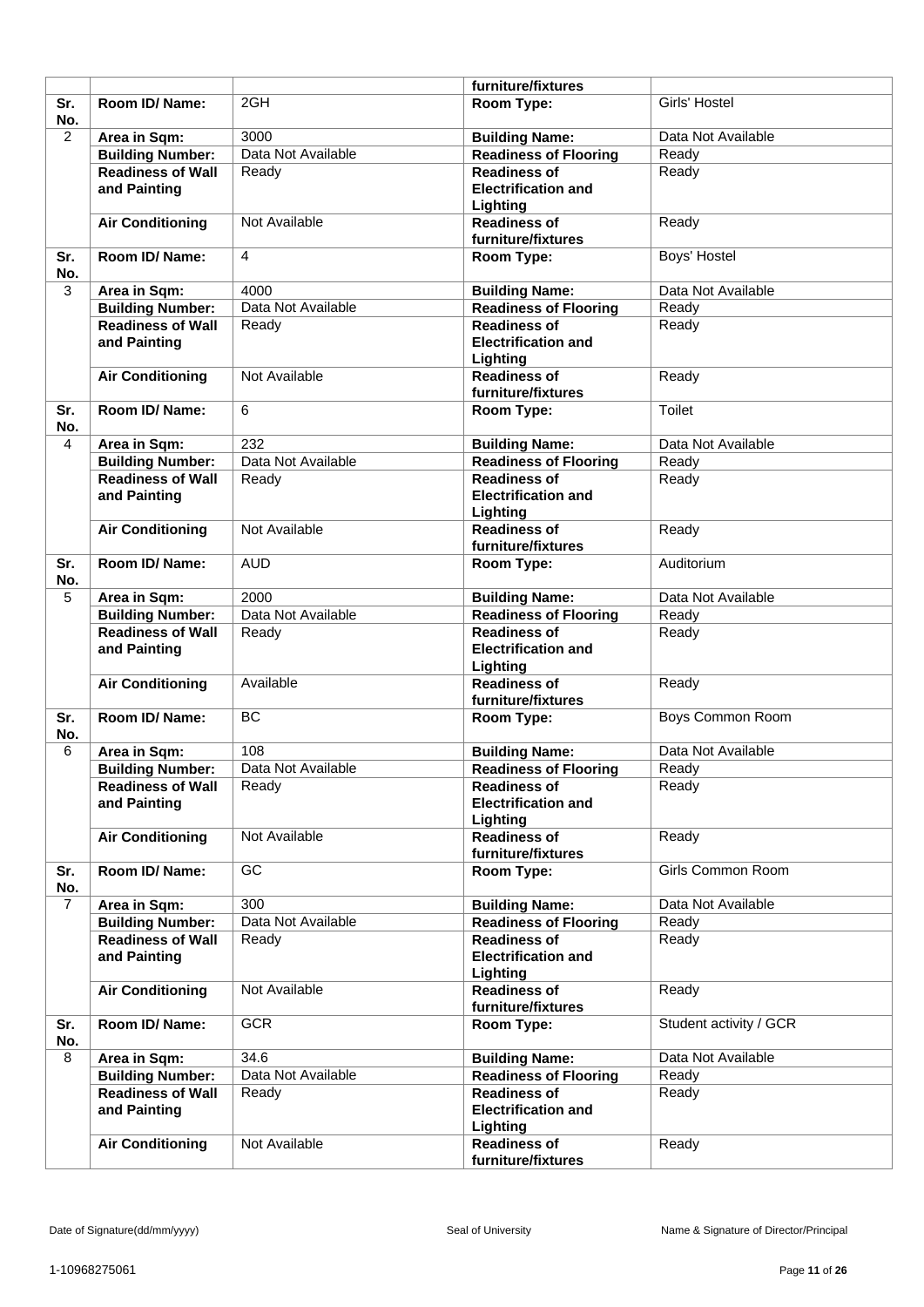| | | | furniture/fixtures | |
|---|---|---|---|---|
| **Sr. No.** | **Room ID/ Name:** | 2GH | **Room Type:** | Girls' Hostel |
| 2 | **Area in Sqm:** | 3000 | **Building Name:** | Data Not Available |
| | **Building Number:** | Data Not Available | **Readiness of Flooring** | Ready |
| | **Readiness of Wall and Painting** | Ready | **Readiness of Electrification and Lighting** | Ready |
| | **Air Conditioning** | Not Available | **Readiness of furniture/fixtures** | Ready |
| **Sr. No.** | **Room ID/ Name:** | 4 | **Room Type:** | Boys' Hostel |
| 3 | **Area in Sqm:** | 4000 | **Building Name:** | Data Not Available |
| | **Building Number:** | Data Not Available | **Readiness of Flooring** | Ready |
| | **Readiness of Wall and Painting** | Ready | **Readiness of Electrification and Lighting** | Ready |
| | **Air Conditioning** | Not Available | **Readiness of furniture/fixtures** | Ready |
| **Sr. No.** | **Room ID/ Name:** | 6 | **Room Type:** | Toilet |
| 4 | **Area in Sqm:** | 232 | **Building Name:** | Data Not Available |
| | **Building Number:** | Data Not Available | **Readiness of Flooring** | Ready |
| | **Readiness of Wall and Painting** | Ready | **Readiness of Electrification and Lighting** | Ready |
| | **Air Conditioning** | Not Available | **Readiness of furniture/fixtures** | Ready |
| **Sr. No.** | **Room ID/ Name:** | AUD | **Room Type:** | Auditorium |
| 5 | **Area in Sqm:** | 2000 | **Building Name:** | Data Not Available |
| | **Building Number:** | Data Not Available | **Readiness of Flooring** | Ready |
| | **Readiness of Wall and Painting** | Ready | **Readiness of Electrification and Lighting** | Ready |
| | **Air Conditioning** | Available | **Readiness of furniture/fixtures** | Ready |
| **Sr. No.** | **Room ID/ Name:** | BC | **Room Type:** | Boys Common Room |
| 6 | **Area in Sqm:** | 108 | **Building Name:** | Data Not Available |
| | **Building Number:** | Data Not Available | **Readiness of Flooring** | Ready |
| | **Readiness of Wall and Painting** | Ready | **Readiness of Electrification and Lighting** | Ready |
| | **Air Conditioning** | Not Available | **Readiness of furniture/fixtures** | Ready |
| **Sr. No.** | **Room ID/ Name:** | GC | **Room Type:** | Girls Common Room |
| 7 | **Area in Sqm:** | 300 | **Building Name:** | Data Not Available |
| | **Building Number:** | Data Not Available | **Readiness of Flooring** | Ready |
| | **Readiness of Wall and Painting** | Ready | **Readiness of Electrification and Lighting** | Ready |
| | **Air Conditioning** | Not Available | **Readiness of furniture/fixtures** | Ready |
| **Sr. No.** | **Room ID/ Name:** | GCR | **Room Type:** | Student activity / GCR |
| 8 | **Area in Sqm:** | 34.6 | **Building Name:** | Data Not Available |
| | **Building Number:** | Data Not Available | **Readiness of Flooring** | Ready |
| | **Readiness of Wall and Painting** | Ready | **Readiness of Electrification and Lighting** | Ready |
| | **Air Conditioning** | Not Available | **Readiness of furniture/fixtures** | Ready |

Date of Signature(dd/mm/yyyy) | Seal of University | Name & Signature of Director/Principal

1-10968275061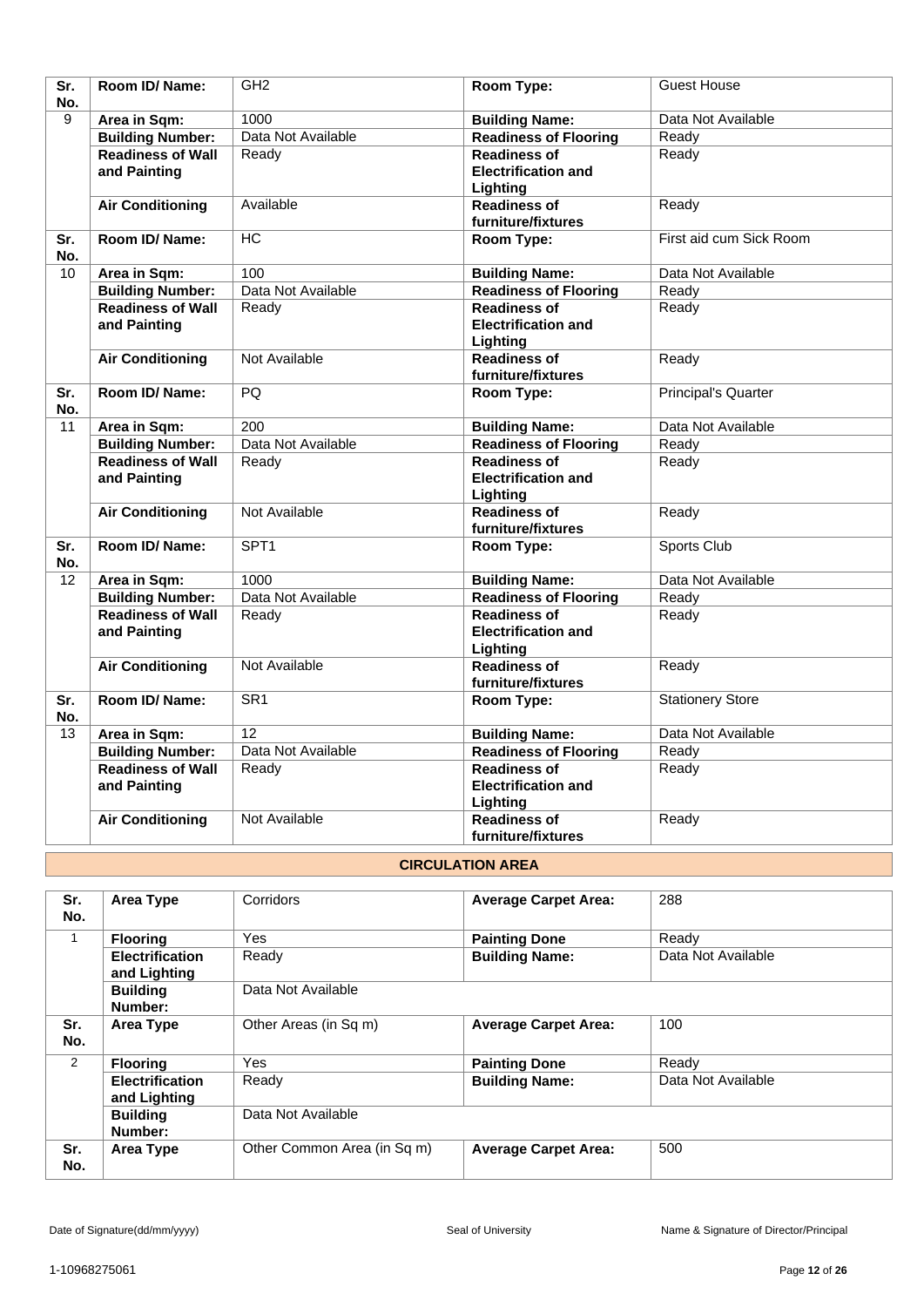| Sr. No. | Room ID/ Name: | GH2 | Room Type: | Guest House |
|---|---|---|---|---|
| 9 | Area in Sqm: | 1000 | Building Name: | Data Not Available |
| | Building Number: | Data Not Available | Readiness of Flooring | Ready |
| | Readiness of Wall and Painting | Ready | Readiness of Electrification and Lighting | Ready |
| | Air Conditioning | Available | Readiness of furniture/fixtures | Ready |
| Sr. No. | Room ID/ Name: | HC | Room Type: | First aid cum Sick Room |
| 10 | Area in Sqm: | 100 | Building Name: | Data Not Available |
| | Building Number: | Data Not Available | Readiness of Flooring | Ready |
| | Readiness of Wall and Painting | Ready | Readiness of Electrification and Lighting | Ready |
| | Air Conditioning | Not Available | Readiness of furniture/fixtures | Ready |
| Sr. No. | Room ID/ Name: | PQ | Room Type: | Principal's Quarter |
| 11 | Area in Sqm: | 200 | Building Name: | Data Not Available |
| | Building Number: | Data Not Available | Readiness of Flooring | Ready |
| | Readiness of Wall and Painting | Ready | Readiness of Electrification and Lighting | Ready |
| | Air Conditioning | Not Available | Readiness of furniture/fixtures | Ready |
| Sr. No. | Room ID/ Name: | SPT1 | Room Type: | Sports Club |
| 12 | Area in Sqm: | 1000 | Building Name: | Data Not Available |
| | Building Number: | Data Not Available | Readiness of Flooring | Ready |
| | Readiness of Wall and Painting | Ready | Readiness of Electrification and Lighting | Ready |
| | Air Conditioning | Not Available | Readiness of furniture/fixtures | Ready |
| Sr. No. | Room ID/ Name: | SR1 | Room Type: | Stationery Store |
| 13 | Area in Sqm: | 12 | Building Name: | Data Not Available |
| | Building Number: | Data Not Available | Readiness of Flooring | Ready |
| | Readiness of Wall and Painting | Ready | Readiness of Electrification and Lighting | Ready |
| | Air Conditioning | Not Available | Readiness of furniture/fixtures | Ready |

## CIRCULATION AREA

| Sr. No. | Area Type | Corridors | Average Carpet Area: | 288 |
|---|---|---|---|---|
| 1 | Flooring | Yes | Painting Done | Ready |
| | Electrification and Lighting | Ready | Building Name: | Data Not Available |
| | Building Number: | Data Not Available | | |
| Sr. No. | Area Type | Other Areas (in Sq m) | Average Carpet Area: | 100 |
| 2 | Flooring | Yes | Painting Done | Ready |
| | Electrification and Lighting | Ready | Building Name: | Data Not Available |
| | Building Number: | Data Not Available | | |
| Sr. No. | Area Type | Other Common Area (in Sq m) | Average Carpet Area: | 500 |

Date of Signature(dd/mm/yyyy) Seal of University Name & Signature of Director/Principal

1-10968275061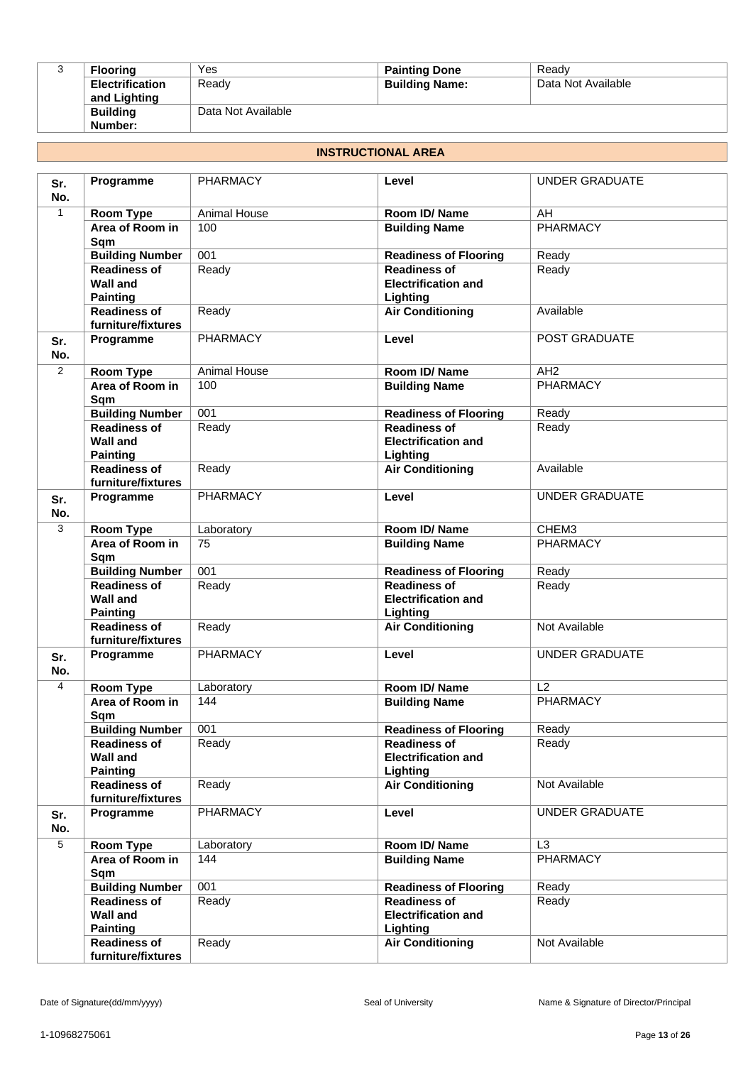| 3 | **Flooring** | Yes | **Painting Done** | Ready |
|---|---|---|---|---|
| | **Electrification and Lighting** | Ready | **Building Name:** | Data Not Available |
| | **Building Number:** | Data Not Available | | |

## INSTRUCTIONAL AREA

| Sr. No. | Programme | PHARMACY | Level | UNDER GRADUATE |
|---|---|---|---|---|
| 1 | **Room Type** | Animal House | **Room ID/ Name** | AH |
| | **Area of Room in Sqm** | 100 | **Building Name** | PHARMACY |
| | **Building Number** | 001 | **Readiness of Flooring** | Ready |
| | **Readiness of Wall and Painting** | Ready | **Readiness of Electrification and Lighting** | Ready |
| | **Readiness of furniture/fixtures** | Ready | **Air Conditioning** | Available |
| **Sr. No.** | **Programme** | PHARMACY | **Level** | POST GRADUATE |
| 2 | **Room Type** | Animal House | **Room ID/ Name** | AH2 |
| | **Area of Room in Sqm** | 100 | **Building Name** | PHARMACY |
| | **Building Number** | 001 | **Readiness of Flooring** | Ready |
| | **Readiness of Wall and Painting** | Ready | **Readiness of Electrification and Lighting** | Ready |
| | **Readiness of furniture/fixtures** | Ready | **Air Conditioning** | Available |
| **Sr. No.** | **Programme** | PHARMACY | **Level** | UNDER GRADUATE |
| 3 | **Room Type** | Laboratory | **Room ID/ Name** | CHEM3 |
| | **Area of Room in Sqm** | 75 | **Building Name** | PHARMACY |
| | **Building Number** | 001 | **Readiness of Flooring** | Ready |
| | **Readiness of Wall and Painting** | Ready | **Readiness of Electrification and Lighting** | Ready |
| | **Readiness of furniture/fixtures** | Ready | **Air Conditioning** | Not Available |
| **Sr. No.** | **Programme** | PHARMACY | **Level** | UNDER GRADUATE |
| 4 | **Room Type** | Laboratory | **Room ID/ Name** | L2 |
| | **Area of Room in Sqm** | 144 | **Building Name** | PHARMACY |
| | **Building Number** | 001 | **Readiness of Flooring** | Ready |
| | **Readiness of Wall and Painting** | Ready | **Readiness of Electrification and Lighting** | Ready |
| | **Readiness of furniture/fixtures** | Ready | **Air Conditioning** | Not Available |
| **Sr. No.** | **Programme** | PHARMACY | **Level** | UNDER GRADUATE |
| 5 | **Room Type** | Laboratory | **Room ID/ Name** | L3 |
| | **Area of Room in Sqm** | 144 | **Building Name** | PHARMACY |
| | **Building Number** | 001 | **Readiness of Flooring** | Ready |
| | **Readiness of Wall and Painting** | Ready | **Readiness of Electrification and Lighting** | Ready |
| | **Readiness of furniture/fixtures** | Ready | **Air Conditioning** | Not Available |

Date of Signature(dd/mm/yyyy) &nbsp;&nbsp;&nbsp; Seal of University &nbsp;&nbsp;&nbsp; Name & Signature of Director/Principal

1-10968275061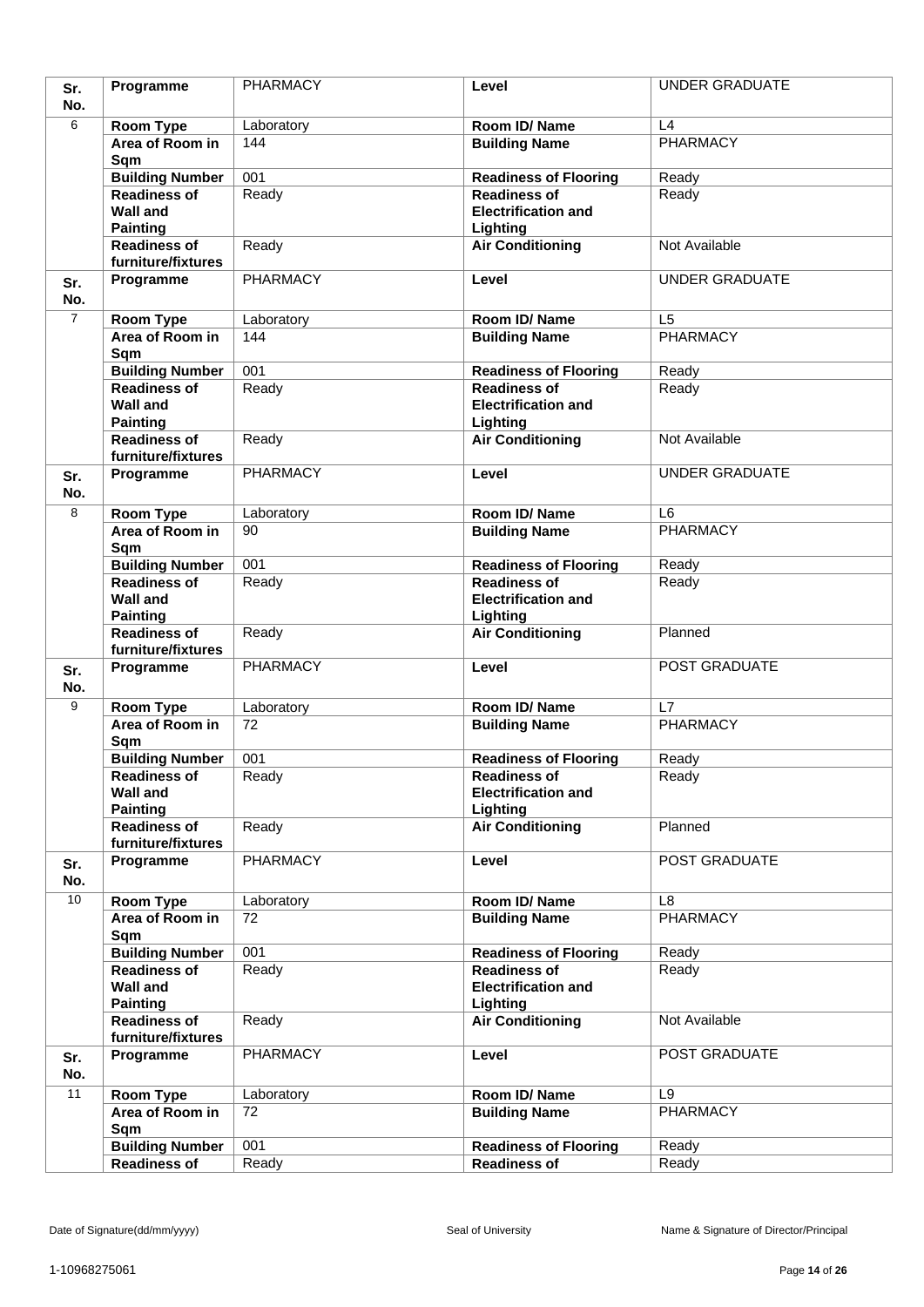| Sr. No. | Programme | PHARMACY | Level | UNDER GRADUATE |
|---|---|---|---|---|
| 6 | Room Type | Laboratory | Room ID/ Name | L4 |
| | Area of Room in Sqm | 144 | Building Name | PHARMACY |
| | Building Number | 001 | Readiness of Flooring | Ready |
| | Readiness of Wall and Painting | Ready | Readiness of Electrification and Lighting | Ready |
| | Readiness of furniture/fixtures | Ready | Air Conditioning | Not Available |
| Sr. No. | Programme | PHARMACY | Level | UNDER GRADUATE |
| 7 | Room Type | Laboratory | Room ID/ Name | L5 |
| | Area of Room in Sqm | 144 | Building Name | PHARMACY |
| | Building Number | 001 | Readiness of Flooring | Ready |
| | Readiness of Wall and Painting | Ready | Readiness of Electrification and Lighting | Ready |
| | Readiness of furniture/fixtures | Ready | Air Conditioning | Not Available |
| Sr. No. | Programme | PHARMACY | Level | UNDER GRADUATE |
| 8 | Room Type | Laboratory | Room ID/ Name | L6 |
| | Area of Room in Sqm | 90 | Building Name | PHARMACY |
| | Building Number | 001 | Readiness of Flooring | Ready |
| | Readiness of Wall and Painting | Ready | Readiness of Electrification and Lighting | Ready |
| | Readiness of furniture/fixtures | Ready | Air Conditioning | Planned |
| Sr. No. | Programme | PHARMACY | Level | POST GRADUATE |
| 9 | Room Type | Laboratory | Room ID/ Name | L7 |
| | Area of Room in Sqm | 72 | Building Name | PHARMACY |
| | Building Number | 001 | Readiness of Flooring | Ready |
| | Readiness of Wall and Painting | Ready | Readiness of Electrification and Lighting | Ready |
| | Readiness of furniture/fixtures | Ready | Air Conditioning | Planned |
| Sr. No. | Programme | PHARMACY | Level | POST GRADUATE |
| 10 | Room Type | Laboratory | Room ID/ Name | L8 |
| | Area of Room in Sqm | 72 | Building Name | PHARMACY |
| | Building Number | 001 | Readiness of Flooring | Ready |
| | Readiness of Wall and Painting | Ready | Readiness of Electrification and Lighting | Ready |
| | Readiness of furniture/fixtures | Ready | Air Conditioning | Not Available |
| Sr. No. | Programme | PHARMACY | Level | POST GRADUATE |
| 11 | Room Type | Laboratory | Room ID/ Name | L9 |
| | Area of Room in Sqm | 72 | Building Name | PHARMACY |
| | Building Number | 001 | Readiness of Flooring | Ready |
| | Readiness of | Ready | Readiness of | Ready |

Date of Signature(dd/mm/yyyy) | Seal of University | Name & Signature of Director/Principal

1-10968275061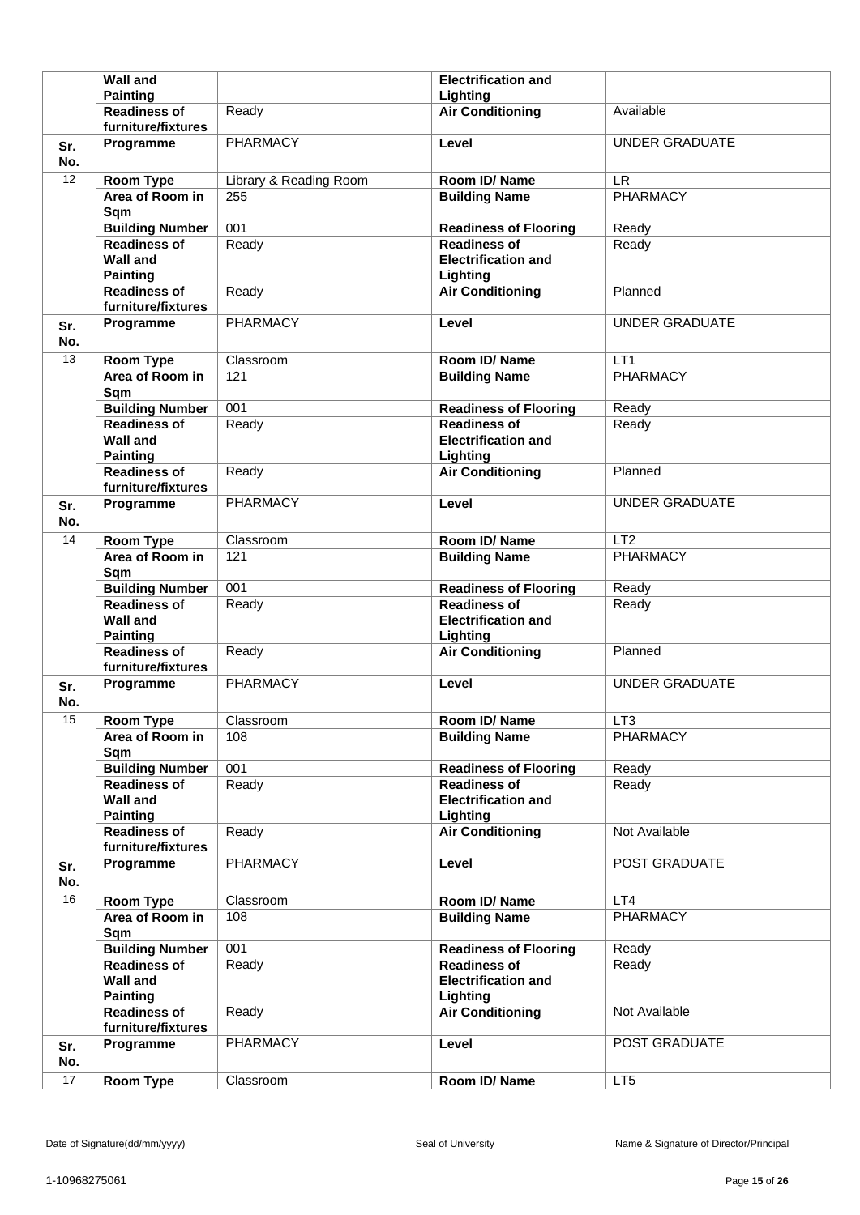|  | Wall and Painting |  | Electrification and Lighting |  |
|---|---|---|---|---|
|  | Readiness of furniture/fixtures | Ready | Air Conditioning | Available |
| Sr. No. | Programme | PHARMACY | Level | UNDER GRADUATE |
| 12 | Room Type | Library & Reading Room | Room ID/ Name | LR |
|  | Area of Room in Sqm | 255 | Building Name | PHARMACY |
|  | Building Number | 001 | Readiness of Flooring | Ready |
|  | Readiness of Wall and Painting | Ready | Readiness of Electrification and Lighting | Ready |
|  | Readiness of furniture/fixtures | Ready | Air Conditioning | Planned |
| Sr. No. | Programme | PHARMACY | Level | UNDER GRADUATE |
| 13 | Room Type | Classroom | Room ID/ Name | LT1 |
|  | Area of Room in Sqm | 121 | Building Name | PHARMACY |
|  | Building Number | 001 | Readiness of Flooring | Ready |
|  | Readiness of Wall and Painting | Ready | Readiness of Electrification and Lighting | Ready |
|  | Readiness of furniture/fixtures | Ready | Air Conditioning | Planned |
| Sr. No. | Programme | PHARMACY | Level | UNDER GRADUATE |
| 14 | Room Type | Classroom | Room ID/ Name | LT2 |
|  | Area of Room in Sqm | 121 | Building Name | PHARMACY |
|  | Building Number | 001 | Readiness of Flooring | Ready |
|  | Readiness of Wall and Painting | Ready | Readiness of Electrification and Lighting | Ready |
|  | Readiness of furniture/fixtures | Ready | Air Conditioning | Planned |
| Sr. No. | Programme | PHARMACY | Level | UNDER GRADUATE |
| 15 | Room Type | Classroom | Room ID/ Name | LT3 |
|  | Area of Room in Sqm | 108 | Building Name | PHARMACY |
|  | Building Number | 001 | Readiness of Flooring | Ready |
|  | Readiness of Wall and Painting | Ready | Readiness of Electrification and Lighting | Ready |
|  | Readiness of furniture/fixtures | Ready | Air Conditioning | Not Available |
| Sr. No. | Programme | PHARMACY | Level | POST GRADUATE |
| 16 | Room Type | Classroom | Room ID/ Name | LT4 |
|  | Area of Room in Sqm | 108 | Building Name | PHARMACY |
|  | Building Number | 001 | Readiness of Flooring | Ready |
|  | Readiness of Wall and Painting | Ready | Readiness of Electrification and Lighting | Ready |
|  | Readiness of furniture/fixtures | Ready | Air Conditioning | Not Available |
| Sr. No. | Programme | PHARMACY | Level | POST GRADUATE |
| 17 | Room Type | Classroom | Room ID/ Name | LT5 |

Date of Signature(dd/mm/yyyy) Seal of University Name & Signature of Director/Principal

1-10968275061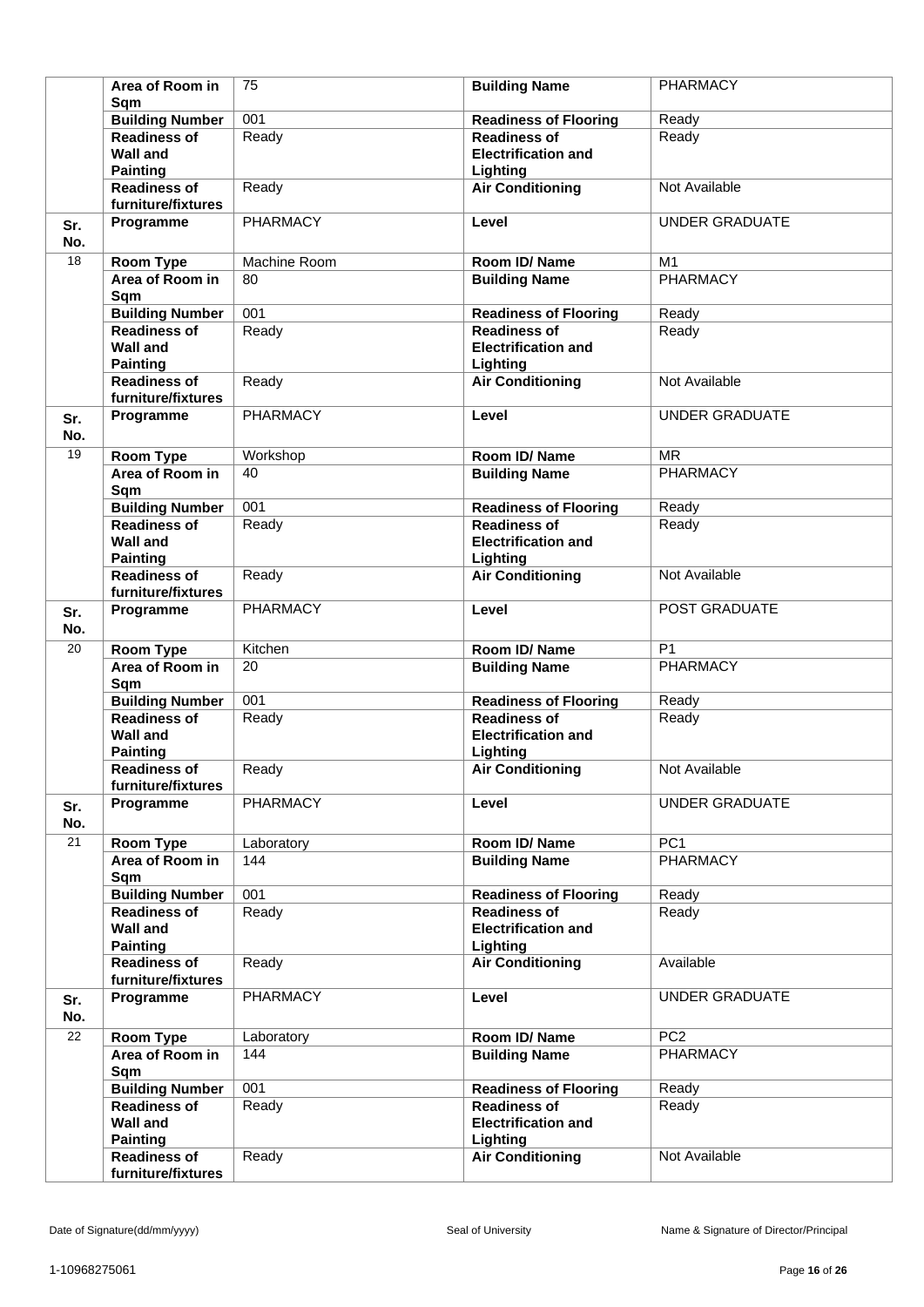| | | | | |
|---|---|---|---|---|
| | **Area of Room in Sqm** | 75 | **Building Name** | PHARMACY |
| | **Building Number** | 001 | **Readiness of Flooring** | Ready |
| | **Readiness of Wall and Painting** | Ready | **Readiness of Electrification and Lighting** | Ready |
| | **Readiness of furniture/fixtures** | Ready | **Air Conditioning** | Not Available |
| **Sr. No.** | **Programme** | PHARMACY | **Level** | UNDER GRADUATE |
| 18 | **Room Type** | Machine Room | **Room ID/ Name** | M1 |
| | **Area of Room in Sqm** | 80 | **Building Name** | PHARMACY |
| | **Building Number** | 001 | **Readiness of Flooring** | Ready |
| | **Readiness of Wall and Painting** | Ready | **Readiness of Electrification and Lighting** | Ready |
| | **Readiness of furniture/fixtures** | Ready | **Air Conditioning** | Not Available |
| **Sr. No.** | **Programme** | PHARMACY | **Level** | UNDER GRADUATE |
| 19 | **Room Type** | Workshop | **Room ID/ Name** | MR |
| | **Area of Room in Sqm** | 40 | **Building Name** | PHARMACY |
| | **Building Number** | 001 | **Readiness of Flooring** | Ready |
| | **Readiness of Wall and Painting** | Ready | **Readiness of Electrification and Lighting** | Ready |
| | **Readiness of furniture/fixtures** | Ready | **Air Conditioning** | Not Available |
| **Sr. No.** | **Programme** | PHARMACY | **Level** | POST GRADUATE |
| 20 | **Room Type** | Kitchen | **Room ID/ Name** | P1 |
| | **Area of Room in Sqm** | 20 | **Building Name** | PHARMACY |
| | **Building Number** | 001 | **Readiness of Flooring** | Ready |
| | **Readiness of Wall and Painting** | Ready | **Readiness of Electrification and Lighting** | Ready |
| | **Readiness of furniture/fixtures** | Ready | **Air Conditioning** | Not Available |
| **Sr. No.** | **Programme** | PHARMACY | **Level** | UNDER GRADUATE |
| 21 | **Room Type** | Laboratory | **Room ID/ Name** | PC1 |
| | **Area of Room in Sqm** | 144 | **Building Name** | PHARMACY |
| | **Building Number** | 001 | **Readiness of Flooring** | Ready |
| | **Readiness of Wall and Painting** | Ready | **Readiness of Electrification and Lighting** | Ready |
| | **Readiness of furniture/fixtures** | Ready | **Air Conditioning** | Available |
| **Sr. No.** | **Programme** | PHARMACY | **Level** | UNDER GRADUATE |
| 22 | **Room Type** | Laboratory | **Room ID/ Name** | PC2 |
| | **Area of Room in Sqm** | 144 | **Building Name** | PHARMACY |
| | **Building Number** | 001 | **Readiness of Flooring** | Ready |
| | **Readiness of Wall and Painting** | Ready | **Readiness of Electrification and Lighting** | Ready |
| | **Readiness of furniture/fixtures** | Ready | **Air Conditioning** | Not Available |

Date of Signature(dd/mm/yyyy) Seal of University Name & Signature of Director/Principal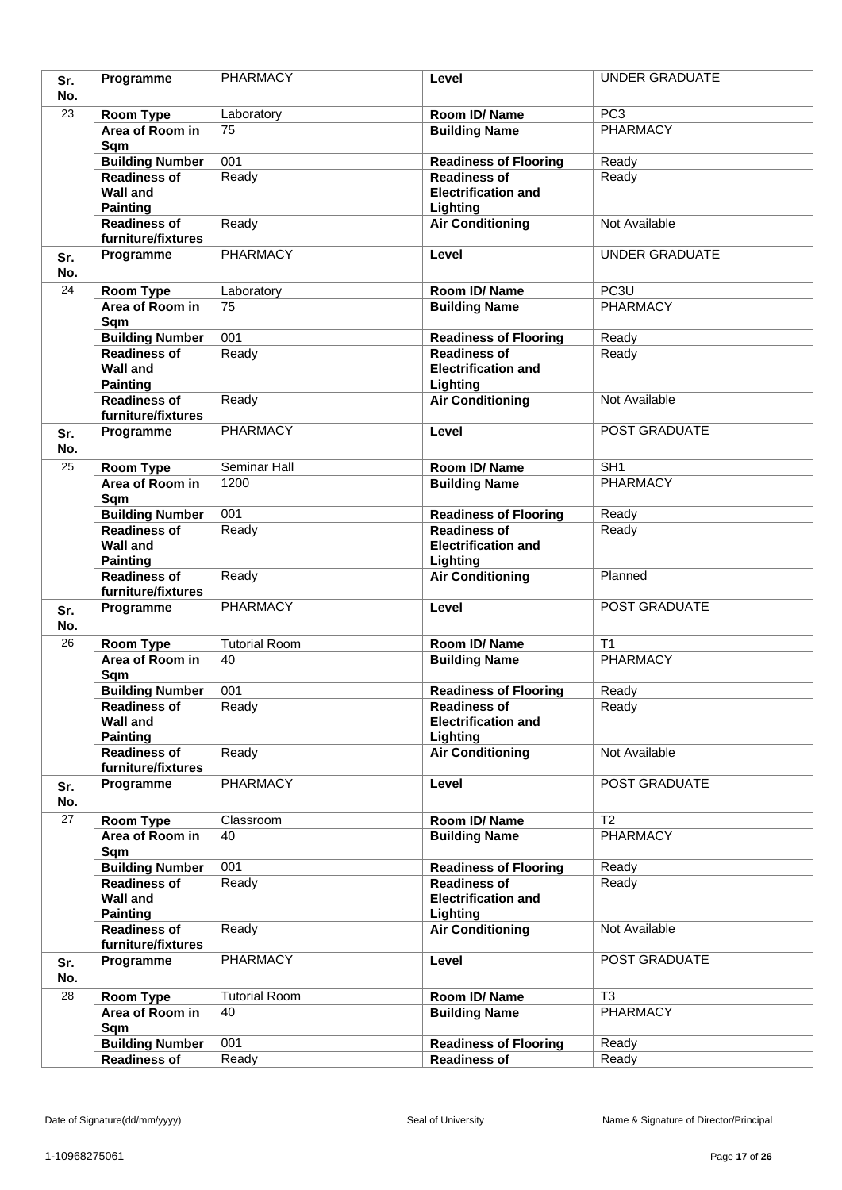| Sr. No. | Programme | PHARMACY | Level | UNDER GRADUATE |
|---|---|---|---|---|
| 23 | Room Type | Laboratory | Room ID/ Name | PC3 |
| | Area of Room in Sqm | 75 | Building Name | PHARMACY |
| | Building Number | 001 | Readiness of Flooring | Ready |
| | Readiness of Wall and Painting | Ready | Readiness of Electrification and Lighting | Ready |
| | Readiness of furniture/fixtures | Ready | Air Conditioning | Not Available |
| Sr. No. | Programme | PHARMACY | Level | UNDER GRADUATE |
| 24 | Room Type | Laboratory | Room ID/ Name | PC3U |
| | Area of Room in Sqm | 75 | Building Name | PHARMACY |
| | Building Number | 001 | Readiness of Flooring | Ready |
| | Readiness of Wall and Painting | Ready | Readiness of Electrification and Lighting | Ready |
| | Readiness of furniture/fixtures | Ready | Air Conditioning | Not Available |
| Sr. No. | Programme | PHARMACY | Level | POST GRADUATE |
| 25 | Room Type | Seminar Hall | Room ID/ Name | SH1 |
| | Area of Room in Sqm | 1200 | Building Name | PHARMACY |
| | Building Number | 001 | Readiness of Flooring | Ready |
| | Readiness of Wall and Painting | Ready | Readiness of Electrification and Lighting | Ready |
| | Readiness of furniture/fixtures | Ready | Air Conditioning | Planned |
| Sr. No. | Programme | PHARMACY | Level | POST GRADUATE |
| 26 | Room Type | Tutorial Room | Room ID/ Name | T1 |
| | Area of Room in Sqm | 40 | Building Name | PHARMACY |
| | Building Number | 001 | Readiness of Flooring | Ready |
| | Readiness of Wall and Painting | Ready | Readiness of Electrification and Lighting | Ready |
| | Readiness of furniture/fixtures | Ready | Air Conditioning | Not Available |
| Sr. No. | Programme | PHARMACY | Level | POST GRADUATE |
| 27 | Room Type | Classroom | Room ID/ Name | T2 |
| | Area of Room in Sqm | 40 | Building Name | PHARMACY |
| | Building Number | 001 | Readiness of Flooring | Ready |
| | Readiness of Wall and Painting | Ready | Readiness of Electrification and Lighting | Ready |
| | Readiness of furniture/fixtures | Ready | Air Conditioning | Not Available |
| Sr. No. | Programme | PHARMACY | Level | POST GRADUATE |
| 28 | Room Type | Tutorial Room | Room ID/ Name | T3 |
| | Area of Room in Sqm | 40 | Building Name | PHARMACY |
| | Building Number | 001 | Readiness of Flooring | Ready |
| | Readiness of | Ready | Readiness of | Ready |

Date of Signature(dd/mm/yyyy) | Seal of University | Name & Signature of Director/Principal

1-10968275061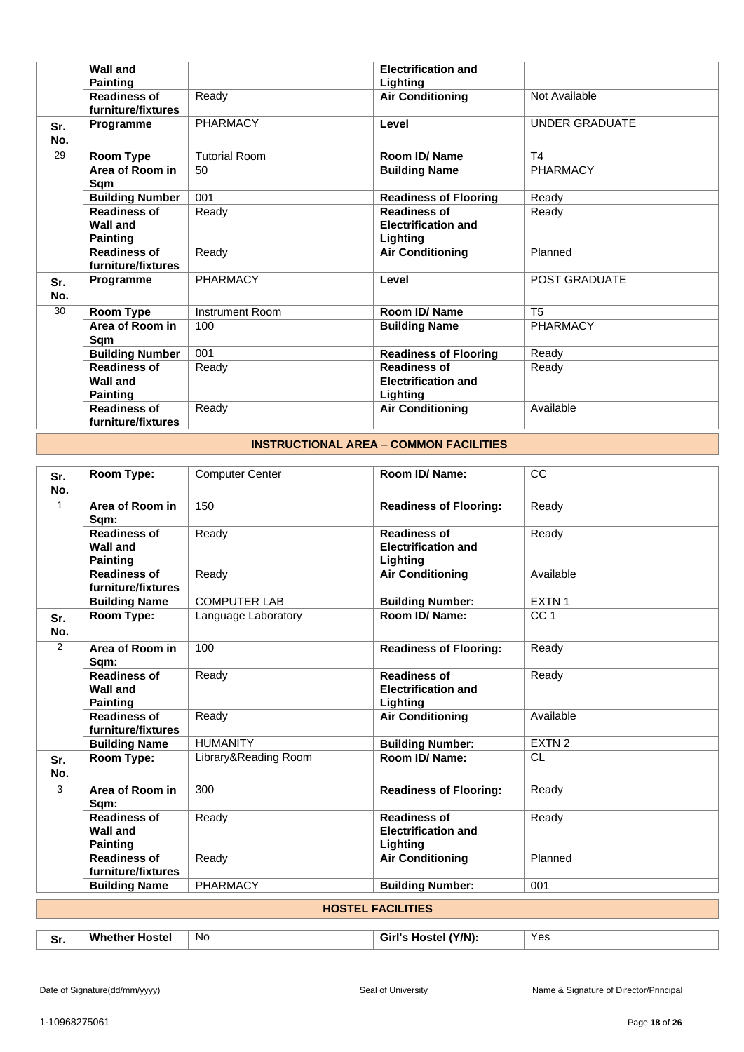| | Wall and Painting | | Electrification and Lighting | |
|---|---|---|---|---|
| | **Readiness of furniture/fixtures** | Ready | **Air Conditioning** | Not Available |
| **Sr. No.** | **Programme** | PHARMACY | **Level** | UNDER GRADUATE |
| 29 | **Room Type** | Tutorial Room | **Room ID/ Name** | T4 |
| | **Area of Room in Sqm** | 50 | **Building Name** | PHARMACY |
| | **Building Number** | 001 | **Readiness of Flooring** | Ready |
| | **Readiness of Wall and Painting** | Ready | **Readiness of Electrification and Lighting** | Ready |
| | **Readiness of furniture/fixtures** | Ready | **Air Conditioning** | Planned |
| **Sr. No.** | **Programme** | PHARMACY | **Level** | POST GRADUATE |
| 30 | **Room Type** | Instrument Room | **Room ID/ Name** | T5 |
| | **Area of Room in Sqm** | 100 | **Building Name** | PHARMACY |
| | **Building Number** | 001 | **Readiness of Flooring** | Ready |
| | **Readiness of Wall and Painting** | Ready | **Readiness of Electrification and Lighting** | Ready |
| | **Readiness of furniture/fixtures** | Ready | **Air Conditioning** | Available |

**INSTRUCTIONAL AREA – COMMON FACILITIES**

| **Sr. No.** | **Room Type:** | Computer Center | **Room ID/ Name:** | CC |
|---|---|---|---|---|
| 1 | **Area of Room in Sqm:** | 150 | **Readiness of Flooring:** | Ready |
| | **Readiness of Wall and Painting** | Ready | **Readiness of Electrification and Lighting** | Ready |
| | **Readiness of furniture/fixtures** | Ready | **Air Conditioning** | Available |
| | **Building Name** | COMPUTER LAB | **Building Number:** | EXTN 1 |
| **Sr. No.** | **Room Type:** | Language Laboratory | **Room ID/ Name:** | CC 1 |
| 2 | **Area of Room in Sqm:** | 100 | **Readiness of Flooring:** | Ready |
| | **Readiness of Wall and Painting** | Ready | **Readiness of Electrification and Lighting** | Ready |
| | **Readiness of furniture/fixtures** | Ready | **Air Conditioning** | Available |
| | **Building Name** | HUMANITY | **Building Number:** | EXTN 2 |
| **Sr. No.** | **Room Type:** | Library&Reading Room | **Room ID/ Name:** | CL |
| 3 | **Area of Room in Sqm:** | 300 | **Readiness of Flooring:** | Ready |
| | **Readiness of Wall and Painting** | Ready | **Readiness of Electrification and Lighting** | Ready |
| | **Readiness of furniture/fixtures** | Ready | **Air Conditioning** | Planned |
| | **Building Name** | PHARMACY | **Building Number:** | 001 |

**HOSTEL FACILITIES**

| **Sr.** | **Whether Hostel** | No | **Girl's Hostel (Y/N):** | Yes |
|---|---|---|---|---|

Date of Signature(dd/mm/yyyy) Seal of University Name & Signature of Director/Principal

1-10968275061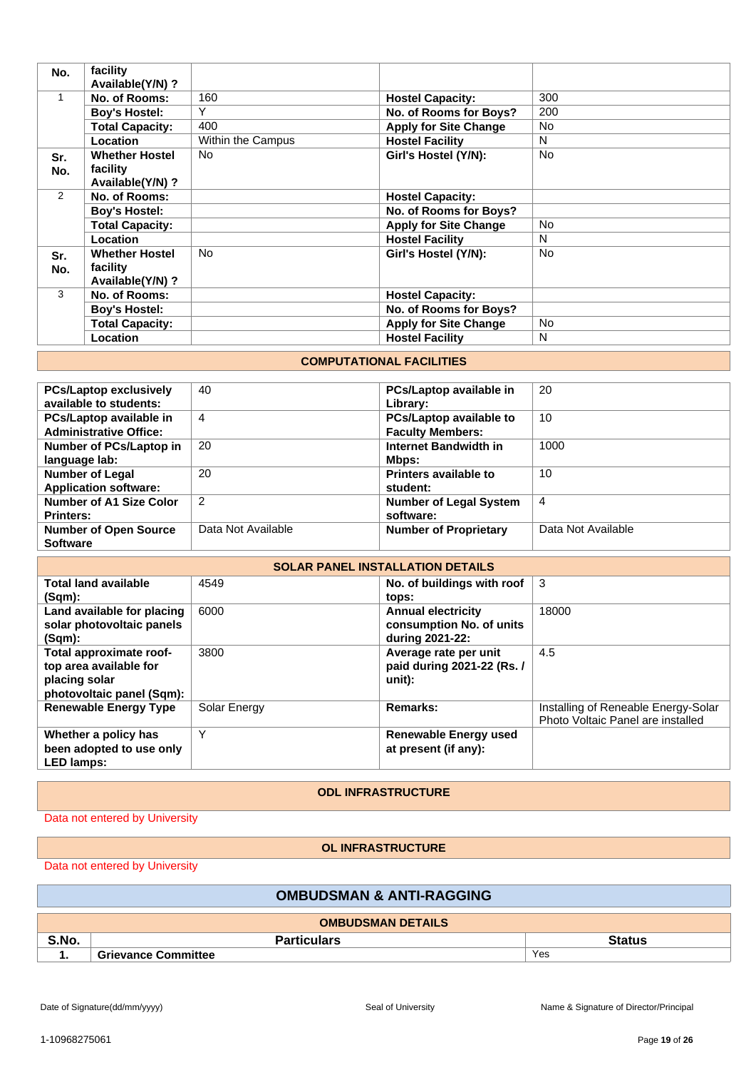| No. | facility Available(Y/N) ? | | | |
|---|---|---|---|---|
| 1 | No. of Rooms: | 160 | Hostel Capacity: | 300 |
| | Boy's Hostel: | Y | No. of Rooms for Boys? | 200 |
| | Total Capacity: | 400 | Apply for Site Change | No |
| | Location | Within the Campus | Hostel Facility | N |
| Sr. No. | Whether Hostel facility Available(Y/N) ? | No | Girl's Hostel (Y/N): | No |
| 2 | No. of Rooms: | | Hostel Capacity: | |
| | Boy's Hostel: | | No. of Rooms for Boys? | |
| | Total Capacity: | | Apply for Site Change | No |
| | Location | | Hostel Facility | N |
| Sr. No. | Whether Hostel facility Available(Y/N) ? | No | Girl's Hostel (Y/N): | No |
| 3 | No. of Rooms: | | Hostel Capacity: | |
| | Boy's Hostel: | | No. of Rooms for Boys? | |
| | Total Capacity: | | Apply for Site Change | No |
| | Location | | Hostel Facility | N |

### COMPUTATIONAL FACILITIES

| | | | |
|---|---|---|---|
| PCs/Laptop exclusively available to students: | 40 | PCs/Laptop available in Library: | 20 |
| PCs/Laptop available in Administrative Office: | 4 | PCs/Laptop available to Faculty Members: | 10 |
| Number of PCs/Laptop in language lab: | 20 | Internet Bandwidth in Mbps: | 1000 |
| Number of Legal Application software: | 20 | Printers available to student: | 10 |
| Number of A1 Size Color Printers: | 2 | Number of Legal System software: | 4 |
| Number of Open Source Software | Data Not Available | Number of Proprietary | Data Not Available |

### SOLAR PANEL INSTALLATION DETAILS

| | | | |
|---|---|---|---|
| Total land available (Sqm): | 4549 | No. of buildings with roof tops: | 3 |
| Land available for placing solar photovoltaic panels (Sqm): | 6000 | Annual electricity consumption No. of units during 2021-22: | 18000 |
| Total approximate roof-top area available for placing solar photovoltaic panel (Sqm): | 3800 | Average rate per unit paid during 2021-22 (Rs. / unit): | 4.5 |
| Renewable Energy Type | Solar Energy | Remarks: | Installing of Reneable Energy-Solar Photo Voltaic Panel are installed |
| Whether a policy has been adopted to use only LED lamps: | Y | Renewable Energy used at present (if any): | |

### ODL INFRASTRUCTURE

Data not entered by University

### OL INFRASTRUCTURE

Data not entered by University

## OMBUDSMAN & ANTI-RAGGING

### OMBUDSMAN DETAILS

| S.No. | Particulars | Status |
|---|---|---|
| 1. | Grievance Committee | Yes |

Date of Signature(dd/mm/yyyy) Seal of University Name & Signature of Director/Principal

1-10968275061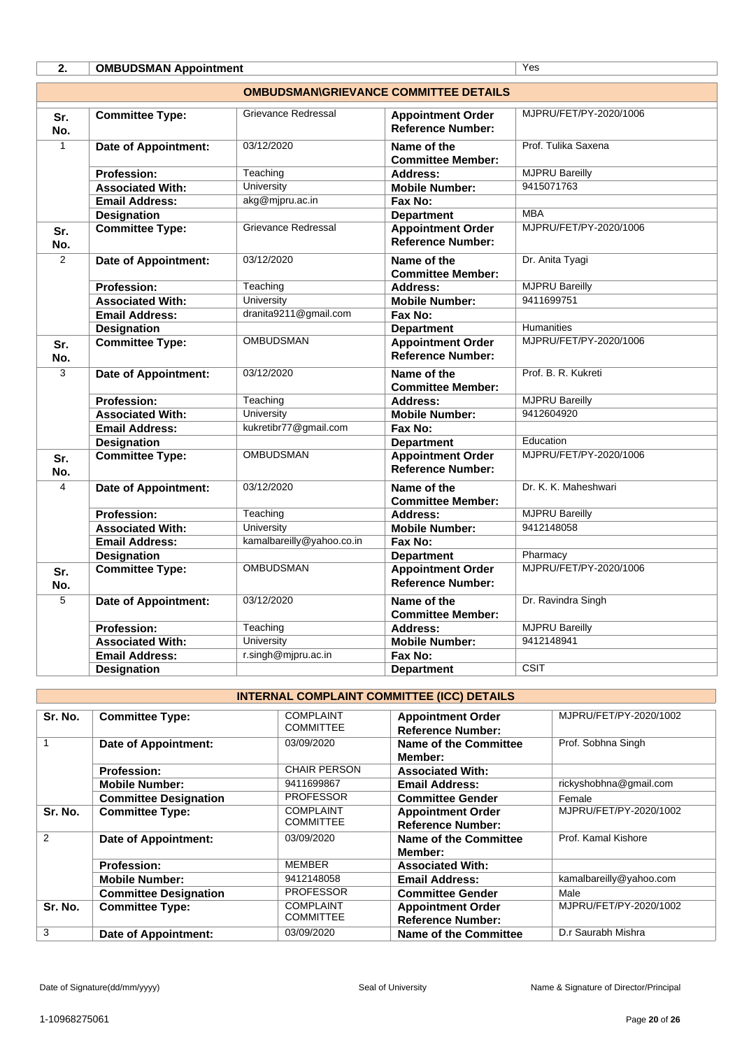| 2. | OMBUDSMAN Appointment | Yes |
|---|---|---|

**OMBUDSMAN\GRIEVANCE COMMITTEE DETAILS**

| Sr. No. | Committee Type: | Grievance Redressal | Appointment Order Reference Number: | MJPRU/FET/PY-2020/1006 |
|---|---|---|---|---|
| 1 | Date of Appointment: | 03/12/2020 | Name of the Committee Member: | Prof. Tulika Saxena |
| | Profession: | Teaching | Address: | MJPRU Bareilly |
| | Associated With: | University | Mobile Number: | 9415071763 |
| | Email Address: | akg@mjpru.ac.in | Fax No: | |
| | Designation | | Department | MBA |
| Sr. No. | Committee Type: | Grievance Redressal | Appointment Order Reference Number: | MJPRU/FET/PY-2020/1006 |
| 2 | Date of Appointment: | 03/12/2020 | Name of the Committee Member: | Dr. Anita Tyagi |
| | Profession: | Teaching | Address: | MJPRU Bareilly |
| | Associated With: | University | Mobile Number: | 9411699751 |
| | Email Address: | dranita9211@gmail.com | Fax No: | |
| | Designation | | Department | Humanities |
| Sr. No. | Committee Type: | OMBUDSMAN | Appointment Order Reference Number: | MJPRU/FET/PY-2020/1006 |
| 3 | Date of Appointment: | 03/12/2020 | Name of the Committee Member: | Prof. B. R. Kukreti |
| | Profession: | Teaching | Address: | MJPRU Bareilly |
| | Associated With: | University | Mobile Number: | 9412604920 |
| | Email Address: | kukretibr77@gmail.com | Fax No: | |
| | Designation | | Department | Education |
| Sr. No. | Committee Type: | OMBUDSMAN | Appointment Order Reference Number: | MJPRU/FET/PY-2020/1006 |
| 4 | Date of Appointment: | 03/12/2020 | Name of the Committee Member: | Dr. K. K. Maheshwari |
| | Profession: | Teaching | Address: | MJPRU Bareilly |
| | Associated With: | University | Mobile Number: | 9412148058 |
| | Email Address: | kamalbareilly@yahoo.co.in | Fax No: | |
| | Designation | | Department | Pharmacy |
| Sr. No. | Committee Type: | OMBUDSMAN | Appointment Order Reference Number: | MJPRU/FET/PY-2020/1006 |
| 5 | Date of Appointment: | 03/12/2020 | Name of the Committee Member: | Dr. Ravindra Singh |
| | Profession: | Teaching | Address: | MJPRU Bareilly |
| | Associated With: | University | Mobile Number: | 9412148941 |
| | Email Address: | r.singh@mjpru.ac.in | Fax No: | |
| | Designation | | Department | CSIT |

**INTERNAL COMPLAINT COMMITTEE (ICC) DETAILS**

| Sr. No. | Committee Type: | COMPLAINT COMMITTEE | Appointment Order Reference Number: | MJPRU/FET/PY-2020/1002 |
|---|---|---|---|---|
| 1 | Date of Appointment: | 03/09/2020 | Name of the Committee Member: | Prof. Sobhna Singh |
| | Profession: | CHAIR PERSON | Associated With: | |
| | Mobile Number: | 9411699867 | Email Address: | rickyshobhna@gmail.com |
| | Committee Designation | PROFESSOR | Committee Gender | Female |
| Sr. No. | Committee Type: | COMPLAINT COMMITTEE | Appointment Order Reference Number: | MJPRU/FET/PY-2020/1002 |
| 2 | Date of Appointment: | 03/09/2020 | Name of the Committee Member: | Prof. Kamal Kishore |
| | Profession: | MEMBER | Associated With: | |
| | Mobile Number: | 9412148058 | Email Address: | kamalbareilly@yahoo.com |
| | Committee Designation | PROFESSOR | Committee Gender | Male |
| Sr. No. | Committee Type: | COMPLAINT COMMITTEE | Appointment Order Reference Number: | MJPRU/FET/PY-2020/1002 |
| 3 | Date of Appointment: | 03/09/2020 | Name of the Committee | D.r Saurabh Mishra |

Date of Signature(dd/mm/yyyy) | Seal of University | Name & Signature of Director/Principal

1-10968275061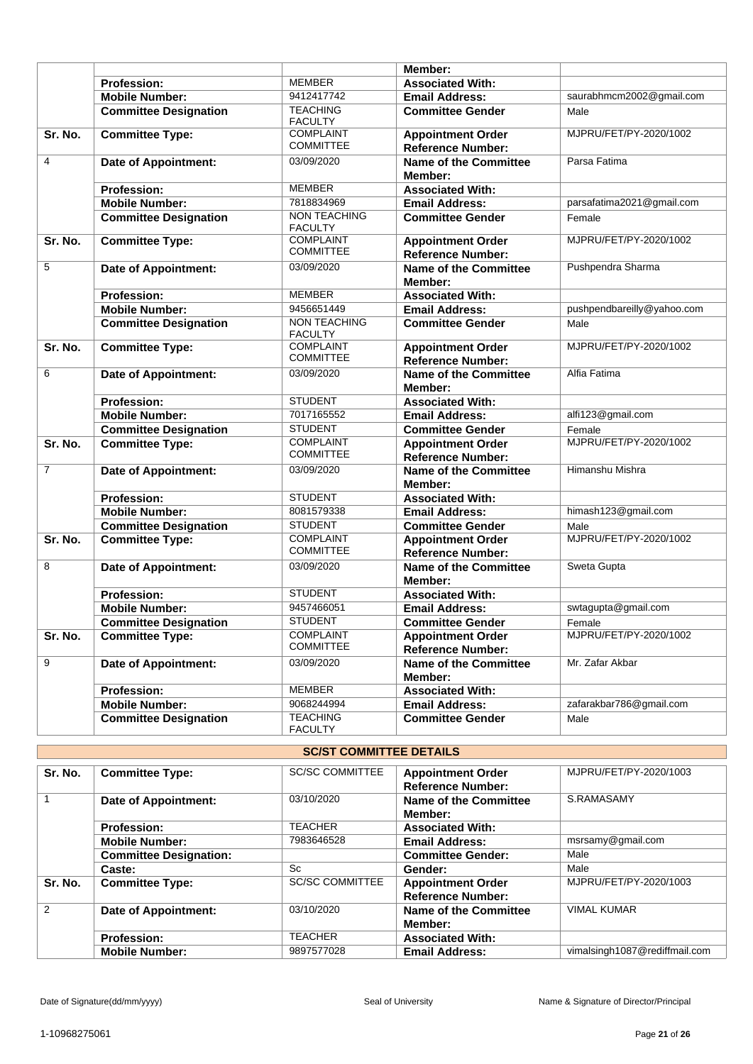| | | | Member: | |
|---|---|---|---|---|
| | **Profession:** | MEMBER | **Associated With:** | |
| | **Mobile Number:** | 9412417742 | **Email Address:** | saurabhmcm2002@gmail.com |
| | **Committee Designation** | TEACHING FACULTY | **Committee Gender** | Male |
| **Sr. No.** | **Committee Type:** | COMPLAINT COMMITTEE | **Appointment Order Reference Number:** | MJPRU/FET/PY-2020/1002 |
| 4 | **Date of Appointment:** | 03/09/2020 | **Name of the Committee Member:** | Parsa Fatima |
| | **Profession:** | MEMBER | **Associated With:** | |
| | **Mobile Number:** | 7818834969 | **Email Address:** | parsafatima2021@gmail.com |
| | **Committee Designation** | NON TEACHING FACULTY | **Committee Gender** | Female |
| **Sr. No.** | **Committee Type:** | COMPLAINT COMMITTEE | **Appointment Order Reference Number:** | MJPRU/FET/PY-2020/1002 |
| 5 | **Date of Appointment:** | 03/09/2020 | **Name of the Committee Member:** | Pushpendra Sharma |
| | **Profession:** | MEMBER | **Associated With:** | |
| | **Mobile Number:** | 9456651449 | **Email Address:** | pushpendbareilly@yahoo.com |
| | **Committee Designation** | NON TEACHING FACULTY | **Committee Gender** | Male |
| **Sr. No.** | **Committee Type:** | COMPLAINT COMMITTEE | **Appointment Order Reference Number:** | MJPRU/FET/PY-2020/1002 |
| 6 | **Date of Appointment:** | 03/09/2020 | **Name of the Committee Member:** | Alfia Fatima |
| | **Profession:** | STUDENT | **Associated With:** | |
| | **Mobile Number:** | 7017165552 | **Email Address:** | alfi123@gmail.com |
| | **Committee Designation** | STUDENT | **Committee Gender** | Female |
| **Sr. No.** | **Committee Type:** | COMPLAINT COMMITTEE | **Appointment Order Reference Number:** | MJPRU/FET/PY-2020/1002 |
| 7 | **Date of Appointment:** | 03/09/2020 | **Name of the Committee Member:** | Himanshu Mishra |
| | **Profession:** | STUDENT | **Associated With:** | |
| | **Mobile Number:** | 8081579338 | **Email Address:** | himash123@gmail.com |
| | **Committee Designation** | STUDENT | **Committee Gender** | Male |
| **Sr. No.** | **Committee Type:** | COMPLAINT COMMITTEE | **Appointment Order Reference Number:** | MJPRU/FET/PY-2020/1002 |
| 8 | **Date of Appointment:** | 03/09/2020 | **Name of the Committee Member:** | Sweta Gupta |
| | **Profession:** | STUDENT | **Associated With:** | |
| | **Mobile Number:** | 9457466051 | **Email Address:** | swtagupta@gmail.com |
| | **Committee Designation** | STUDENT | **Committee Gender** | Female |
| **Sr. No.** | **Committee Type:** | COMPLAINT COMMITTEE | **Appointment Order Reference Number:** | MJPRU/FET/PY-2020/1002 |
| 9 | **Date of Appointment:** | 03/09/2020 | **Name of the Committee Member:** | Mr. Zafar Akbar |
| | **Profession:** | MEMBER | **Associated With:** | |
| | **Mobile Number:** | 9068244994 | **Email Address:** | zafarakbar786@gmail.com |
| | **Committee Designation** | TEACHING FACULTY | **Committee Gender** | Male |

## SC/ST COMMITTEE DETAILS

| **Sr. No.** | **Committee Type:** | SC/SC COMMITTEE | **Appointment Order Reference Number:** | MJPRU/FET/PY-2020/1003 |
|---|---|---|---|---|
| 1 | **Date of Appointment:** | 03/10/2020 | **Name of the Committee Member:** | S.RAMASAMY |
| | **Profession:** | TEACHER | **Associated With:** | |
| | **Mobile Number:** | 7983646528 | **Email Address:** | msrsamy@gmail.com |
| | **Committee Designation:** | | **Committee Gender:** | Male |
| | **Caste:** | Sc | **Gender:** | Male |
| **Sr. No.** | **Committee Type:** | SC/SC COMMITTEE | **Appointment Order Reference Number:** | MJPRU/FET/PY-2020/1003 |
| 2 | **Date of Appointment:** | 03/10/2020 | **Name of the Committee Member:** | VIMAL KUMAR |
| | **Profession:** | TEACHER | **Associated With:** | |
| | **Mobile Number:** | 9897577028 | **Email Address:** | vimalsingh1087@rediffmail.com |

Date of Signature(dd/mm/yyyy) | Seal of University | Name & Signature of Director/Principal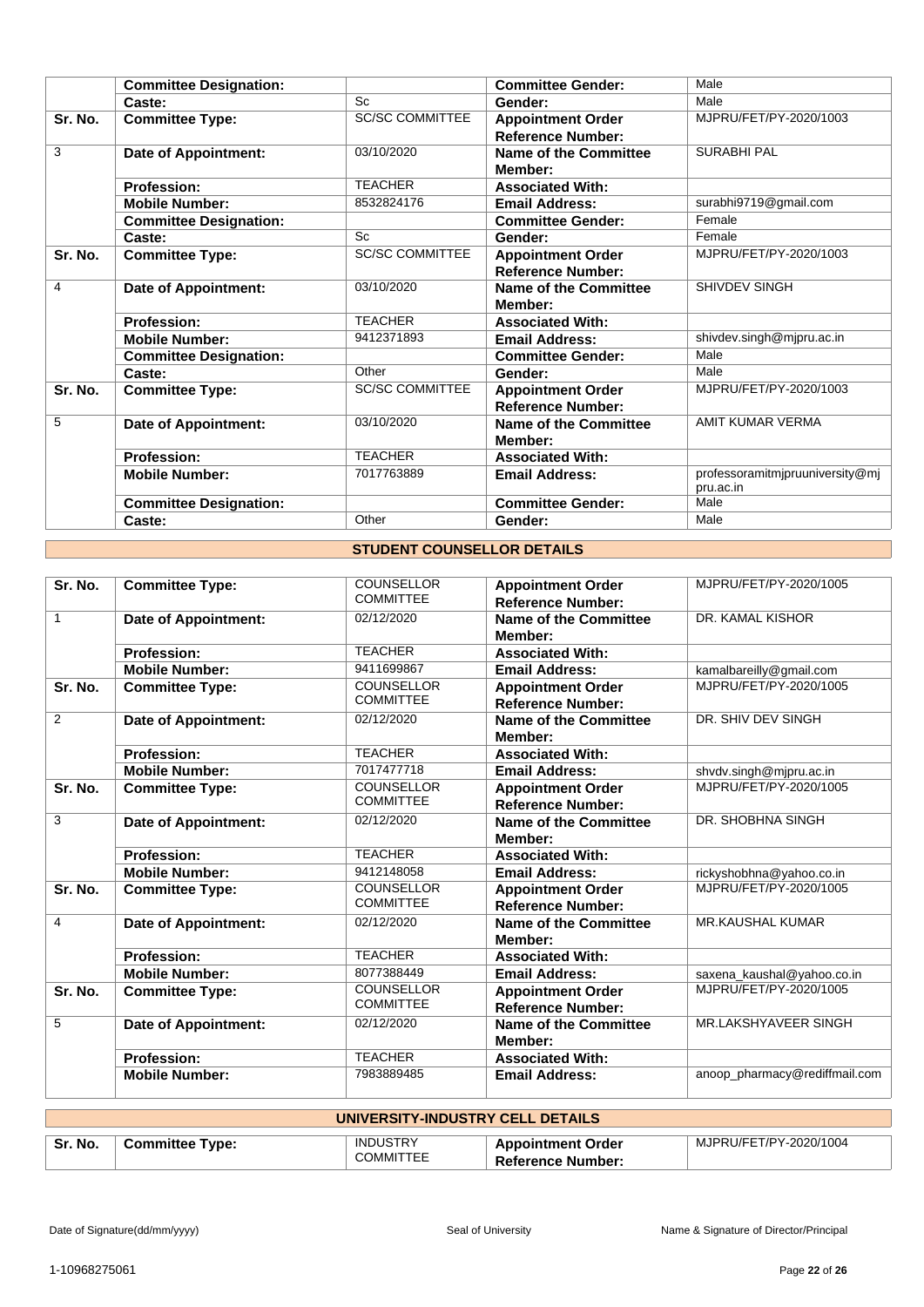|  | **Committee Designation:** |  | **Committee Gender:** | Male |
|---|---|---|---|---|
|  | **Caste:** | Sc | **Gender:** | Male |
| **Sr. No.** | **Committee Type:** | SC/SC COMMITTEE | **Appointment Order Reference Number:** | MJPRU/FET/PY-2020/1003 |
| 3 | **Date of Appointment:** | 03/10/2020 | **Name of the Committee Member:** | SURABHI PAL |
|  | **Profession:** | TEACHER | **Associated With:** |  |
|  | **Mobile Number:** | 8532824176 | **Email Address:** | surabhi9719@gmail.com |
|  | **Committee Designation:** |  | **Committee Gender:** | Female |
|  | **Caste:** | Sc | **Gender:** | Female |
| **Sr. No.** | **Committee Type:** | SC/SC COMMITTEE | **Appointment Order Reference Number:** | MJPRU/FET/PY-2020/1003 |
| 4 | **Date of Appointment:** | 03/10/2020 | **Name of the Committee Member:** | SHIVDEV SINGH |
|  | **Profession:** | TEACHER | **Associated With:** |  |
|  | **Mobile Number:** | 9412371893 | **Email Address:** | shivdev.singh@mjpru.ac.in |
|  | **Committee Designation:** |  | **Committee Gender:** | Male |
|  | **Caste:** | Other | **Gender:** | Male |
| **Sr. No.** | **Committee Type:** | SC/SC COMMITTEE | **Appointment Order Reference Number:** | MJPRU/FET/PY-2020/1003 |
| 5 | **Date of Appointment:** | 03/10/2020 | **Name of the Committee Member:** | AMIT KUMAR VERMA |
|  | **Profession:** | TEACHER | **Associated With:** |  |
|  | **Mobile Number:** | 7017763889 | **Email Address:** | professoramitmjpruuniversity@mjpru.ac.in |
|  | **Committee Designation:** |  | **Committee Gender:** | Male |
|  | **Caste:** | Other | **Gender:** | Male |

## STUDENT COUNSELLOR DETAILS

| **Sr. No.** | **Committee Type:** | COUNSELLOR COMMITTEE | **Appointment Order Reference Number:** | MJPRU/FET/PY-2020/1005 |
|---|---|---|---|---|
| 1 | **Date of Appointment:** | 02/12/2020 | **Name of the Committee Member:** | DR. KAMAL KISHOR |
|  | **Profession:** | TEACHER | **Associated With:** |  |
|  | **Mobile Number:** | 9411699867 | **Email Address:** | kamalbareilly@gmail.com |
| **Sr. No.** | **Committee Type:** | COUNSELLOR COMMITTEE | **Appointment Order Reference Number:** | MJPRU/FET/PY-2020/1005 |
| 2 | **Date of Appointment:** | 02/12/2020 | **Name of the Committee Member:** | DR. SHIV DEV SINGH |
|  | **Profession:** | TEACHER | **Associated With:** |  |
|  | **Mobile Number:** | 7017477718 | **Email Address:** | shvdv.singh@mjpru.ac.in |
| **Sr. No.** | **Committee Type:** | COUNSELLOR COMMITTEE | **Appointment Order Reference Number:** | MJPRU/FET/PY-2020/1005 |
| 3 | **Date of Appointment:** | 02/12/2020 | **Name of the Committee Member:** | DR. SHOBHNA SINGH |
|  | **Profession:** | TEACHER | **Associated With:** |  |
|  | **Mobile Number:** | 9412148058 | **Email Address:** | rickyshobhna@yahoo.co.in |
| **Sr. No.** | **Committee Type:** | COUNSELLOR COMMITTEE | **Appointment Order Reference Number:** | MJPRU/FET/PY-2020/1005 |
| 4 | **Date of Appointment:** | 02/12/2020 | **Name of the Committee Member:** | MR.KAUSHAL KUMAR |
|  | **Profession:** | TEACHER | **Associated With:** |  |
|  | **Mobile Number:** | 8077388449 | **Email Address:** | saxena_kaushal@yahoo.co.in |
| **Sr. No.** | **Committee Type:** | COUNSELLOR COMMITTEE | **Appointment Order Reference Number:** | MJPRU/FET/PY-2020/1005 |
| 5 | **Date of Appointment:** | 02/12/2020 | **Name of the Committee Member:** | MR.LAKSHYAVEER SINGH |
|  | **Profession:** | TEACHER | **Associated With:** |  |
|  | **Mobile Number:** | 7983889485 | **Email Address:** | anoop_pharmacy@rediffmail.com |

## UNIVERSITY-INDUSTRY CELL DETAILS

| **Sr. No.** | **Committee Type:** | INDUSTRY COMMITTEE | **Appointment Order Reference Number:** | MJPRU/FET/PY-2020/1004 |
|---|---|---|---|---|

Date of Signature(dd/mm/yyyy) | Seal of University | Name & Signature of Director/Principal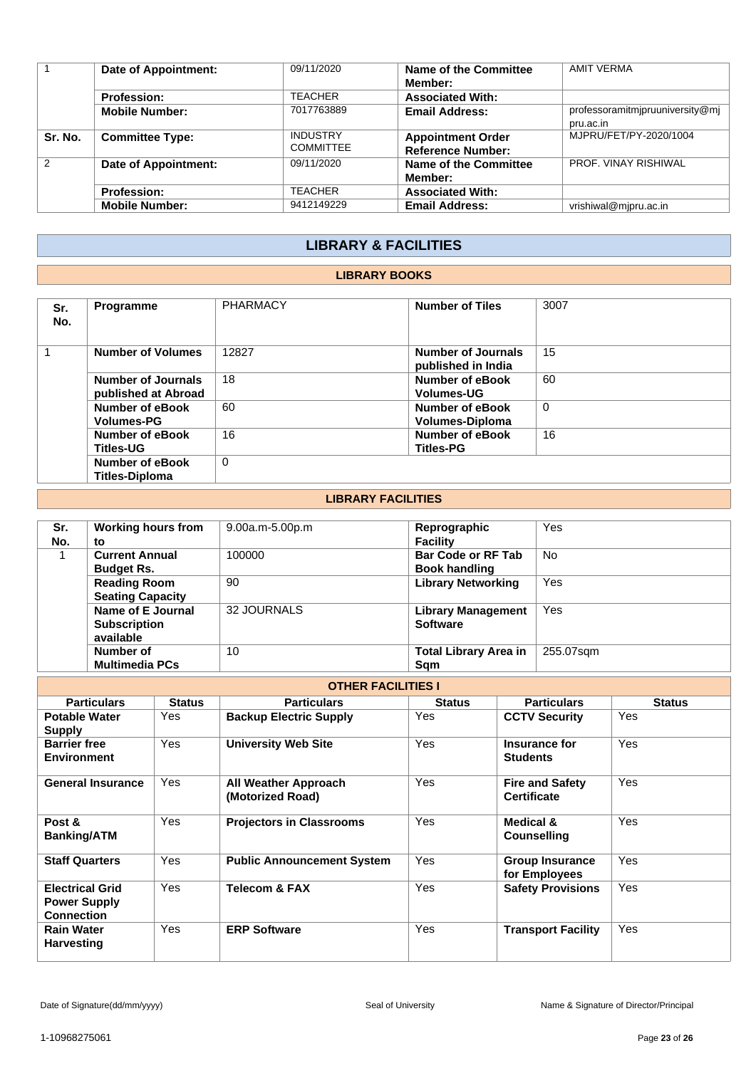| 1 | Date of Appointment: | 09/11/2020 | Name of the Committee Member: | AMIT VERMA |
|---|---|---|---|---|
| | Profession: | TEACHER | Associated With: | |
| | Mobile Number: | 7017763889 | Email Address: | professoramitmjpruuniversity@mjpru.ac.in |
| Sr. No. | Committee Type: | INDUSTRY COMMITTEE | Appointment Order Reference Number: | MJPRU/FET/PY-2020/1004 |
| 2 | Date of Appointment: | 09/11/2020 | Name of the Committee Member: | PROF. VINAY RISHIWAL |
| | Profession: | TEACHER | Associated With: | |
| | Mobile Number: | 9412149229 | Email Address: | vrishiwal@mjpru.ac.in |

## LIBRARY & FACILITIES

### LIBRARY BOOKS

| Sr. No. | Programme | PHARMACY | Number of Tiles | 3007 |
|---|---|---|---|---|
| 1 | Number of Volumes | 12827 | Number of Journals published in India | 15 |
| | Number of Journals published at Abroad | 18 | Number of eBook Volumes-UG | 60 |
| | Number of eBook Volumes-PG | 60 | Number of eBook Volumes-Diploma | 0 |
| | Number of eBook Titles-UG | 16 | Number of eBook Titles-PG | 16 |
| | Number of eBook Titles-Diploma | 0 | | |

### LIBRARY FACILITIES

| Sr. No. | Working hours from to | 9.00a.m-5.00p.m | Reprographic Facility | Yes |
|---|---|---|---|---|
| 1 | Current Annual Budget Rs. | 100000 | Bar Code or RF Tab Book handling | No |
| | Reading Room Seating Capacity | 90 | Library Networking | Yes |
| | Name of E Journal Subscription available | 32 JOURNALS | Library Management Software | Yes |
| | Number of Multimedia PCs | 10 | Total Library Area in Sqm | 255.07sqm |

### OTHER FACILITIES I

| Particulars | Status | Particulars | Status | Particulars | Status |
|---|---|---|---|---|---|
| Potable Water Supply | Yes | Backup Electric Supply | Yes | CCTV Security | Yes |
| Barrier free Environment | Yes | University Web Site | Yes | Insurance for Students | Yes |
| General Insurance | Yes | All Weather Approach (Motorized Road) | Yes | Fire and Safety Certificate | Yes |
| Post & Banking/ATM | Yes | Projectors in Classrooms | Yes | Medical & Counselling | Yes |
| Staff Quarters | Yes | Public Announcement System | Yes | Group Insurance for Employees | Yes |
| Electrical Grid Power Supply Connection | Yes | Telecom & FAX | Yes | Safety Provisions | Yes |
| Rain Water Harvesting | Yes | ERP Software | Yes | Transport Facility | Yes |

Date of Signature(dd/mm/yyyy) Seal of University Name & Signature of Director/Principal

1-10968275061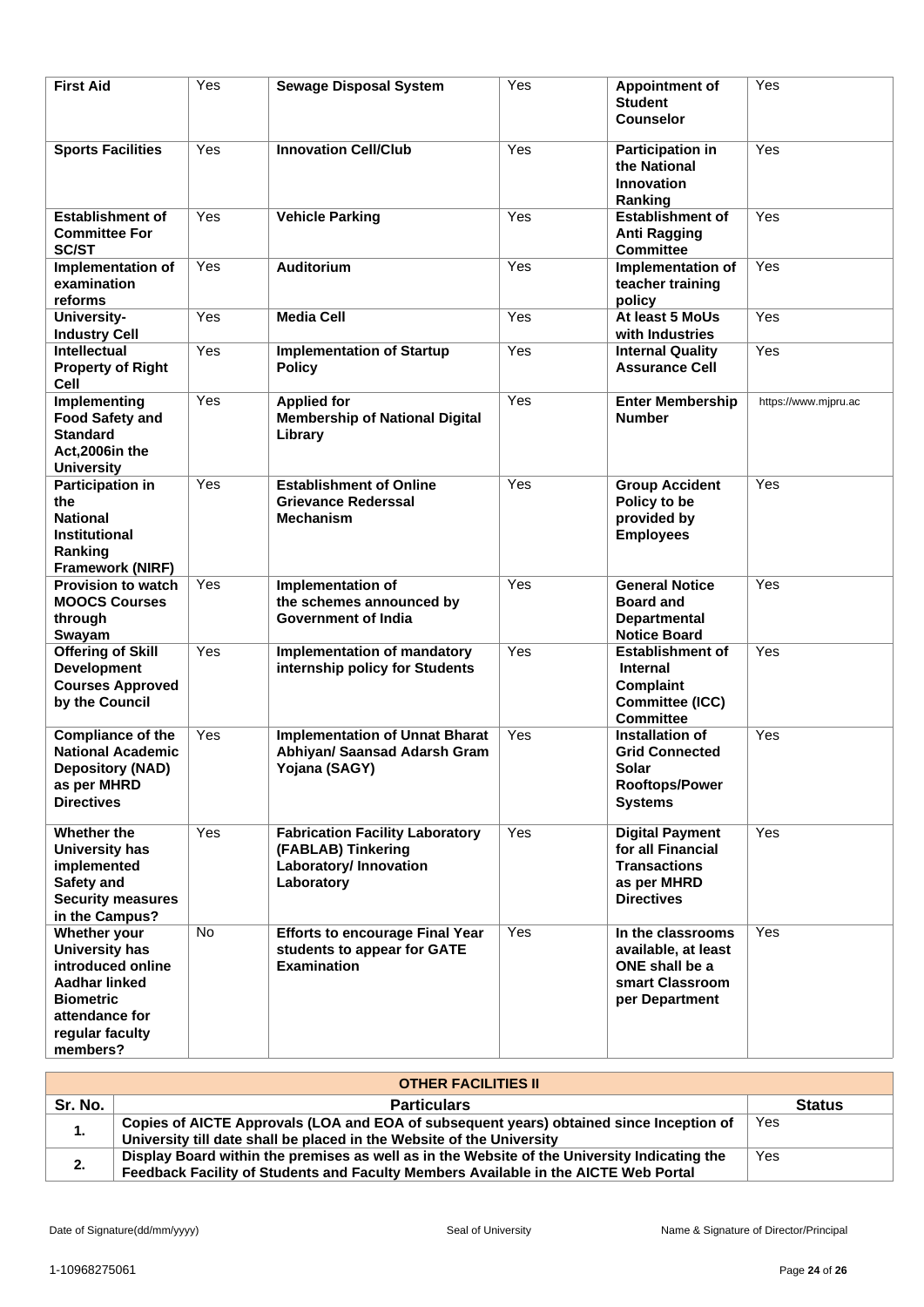| | | | | | |
|---|---|---|---|---|---|
| **First Aid** | Yes | **Sewage Disposal System** | Yes | **Appointment of Student Counselor** | Yes |
| **Sports Facilities** | Yes | **Innovation Cell/Club** | Yes | **Participation in the National Innovation Ranking** | Yes |
| **Establishment of Committee For SC/ST** | Yes | **Vehicle Parking** | Yes | **Establishment of Anti Ragging Committee** | Yes |
| **Implementation of examination reforms** | Yes | **Auditorium** | Yes | **Implementation of teacher training policy** | Yes |
| **University-Industry Cell** | Yes | **Media Cell** | Yes | **At least 5 MoUs with Industries** | Yes |
| **Intellectual Property of Right Cell** | Yes | **Implementation of Startup Policy** | Yes | **Internal Quality Assurance Cell** | Yes |
| **Implementing Food Safety and Standard Act,2006in the University** | Yes | **Applied for Membership of National Digital Library** | Yes | **Enter Membership Number** | https://www.mjpru.ac |
| **Participation in the National Institutional Ranking Framework (NIRF)** | Yes | **Establishment of Online Grievance Rederssal Mechanism** | Yes | **Group Accident Policy to be provided by Employees** | Yes |
| **Provision to watch MOOCS Courses through Swayam** | Yes | **Implementation of the schemes announced by Government of India** | Yes | **General Notice Board and Departmental Notice Board** | Yes |
| **Offering of Skill Development Courses Approved by the Council** | Yes | **Implementation of mandatory internship policy for Students** | Yes | **Establishment of Internal Complaint Committee (ICC) Committee** | Yes |
| **Compliance of the National Academic Depository (NAD) as per MHRD Directives** | Yes | **Implementation of Unnat Bharat Abhiyan/ Saansad Adarsh Gram Yojana (SAGY)** | Yes | **Installation of Grid Connected Solar Rooftops/Power Systems** | Yes |
| **Whether the University has implemented Safety and Security measures in the Campus?** | Yes | **Fabrication Facility Laboratory (FABLAB) Tinkering Laboratory/ Innovation Laboratory** | Yes | **Digital Payment for all Financial Transactions as per MHRD Directives** | Yes |
| **Whether your University has introduced online Aadhar linked Biometric attendance for regular faculty members?** | No | **Efforts to encourage Final Year students to appear for GATE Examination** | Yes | **In the classrooms available, at least ONE shall be a smart Classroom per Department** | Yes |

| **OTHER FACILITIES II** | | |
|---|---|---|
| **Sr. No.** | **Particulars** | **Status** |
| **1.** | **Copies of AICTE Approvals (LOA and EOA of subsequent years) obtained since Inception of University till date shall be placed in the Website of the University** | Yes |
| **2.** | **Display Board within the premises as well as in the Website of the University Indicating the Feedback Facility of Students and Faculty Members Available in the AICTE Web Portal** | Yes |

Date of Signature(dd/mm/yyyy) Seal of University Name & Signature of Director/Principal

1-10968275061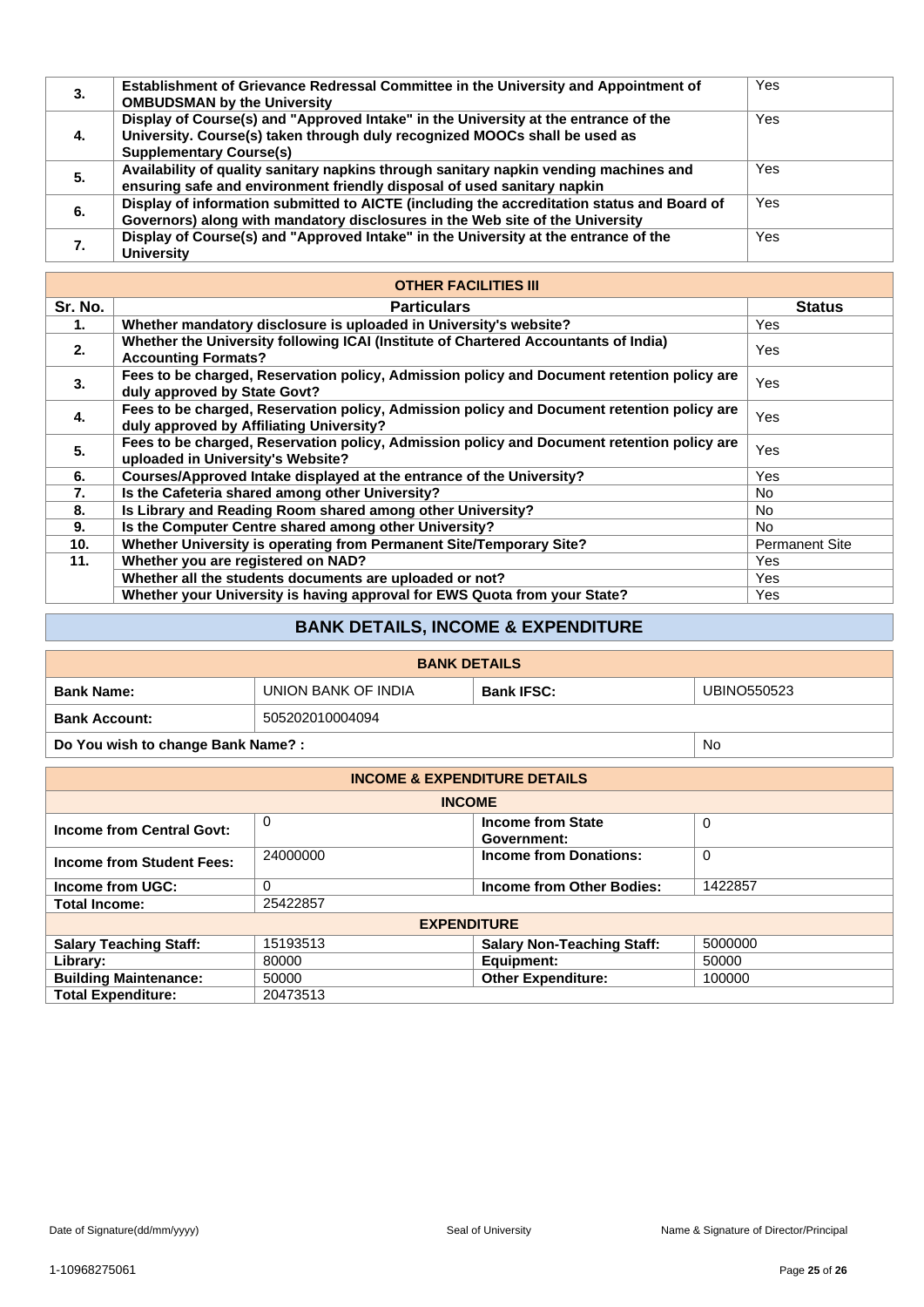| | | |
|---|---|---|
| **3.** | **Establishment of Grievance Redressal Committee in the University and Appointment of OMBUDSMAN by the University** | Yes |
| **4.** | **Display of Course(s) and "Approved Intake" in the University at the entrance of the University. Course(s) taken through duly recognized MOOCs shall be used as Supplementary Course(s)** | Yes |
| **5.** | **Availability of quality sanitary napkins through sanitary napkin vending machines and ensuring safe and environment friendly disposal of used sanitary napkin** | Yes |
| **6.** | **Display of information submitted to AICTE (including the accreditation status and Board of Governors) along with mandatory disclosures in the Web site of the University** | Yes |
| **7.** | **Display of Course(s) and "Approved Intake" in the University at the entrance of the University** | Yes |

| OTHER FACILITIES III | | |
|---|---|---|
| **Sr. No.** | **Particulars** | **Status** |
| **1.** | **Whether mandatory disclosure is uploaded in University's website?** | Yes |
| **2.** | **Whether the University following ICAI (Institute of Chartered Accountants of India) Accounting Formats?** | Yes |
| **3.** | **Fees to be charged, Reservation policy, Admission policy and Document retention policy are duly approved by State Govt?** | Yes |
| **4.** | **Fees to be charged, Reservation policy, Admission policy and Document retention policy are duly approved by Affiliating University?** | Yes |
| **5.** | **Fees to be charged, Reservation policy, Admission policy and Document retention policy are uploaded in University's Website?** | Yes |
| **6.** | **Courses/Approved Intake displayed at the entrance of the University?** | Yes |
| **7.** | **Is the Cafeteria shared among other University?** | No |
| **8.** | **Is Library and Reading Room shared among other University?** | No |
| **9.** | **Is the Computer Centre shared among other University?** | No |
| **10.** | **Whether University is operating from Permanent Site/Temporary Site?** | Permanent Site |
| **11.** | **Whether you are registered on NAD?** | Yes |
| | **Whether all the students documents are uploaded or not?** | Yes |
| | **Whether your University is having approval for EWS Quota from your State?** | Yes |

## BANK DETAILS, INCOME & EXPENDITURE

| BANK DETAILS | | | |
|---|---|---|---|
| **Bank Name:** | UNION BANK OF INDIA | **Bank IFSC:** | UBINO550523 |
| **Bank Account:** | 505202010004094 | | |
| **Do You wish to change Bank Name? :** | | | No |

| INCOME & EXPENDITURE DETAILS | | | |
|---|---|---|---|
| **INCOME** | | | |
| **Income from Central Govt:** | 0 | **Income from State Government:** | 0 |
| **Income from Student Fees:** | 24000000 | **Income from Donations:** | 0 |
| **Income from UGC:** | 0 | **Income from Other Bodies:** | 1422857 |
| **Total Income:** | 25422857 | | |
| **EXPENDITURE** | | | |
| **Salary Teaching Staff:** | 15193513 | **Salary Non-Teaching Staff:** | 5000000 |
| **Library:** | 80000 | **Equipment:** | 50000 |
| **Building Maintenance:** | 50000 | **Other Expenditure:** | 100000 |
| **Total Expenditure:** | 20473513 | | |

Date of Signature(dd/mm/yyyy) Seal of University Name & Signature of Director/Principal

1-10968275061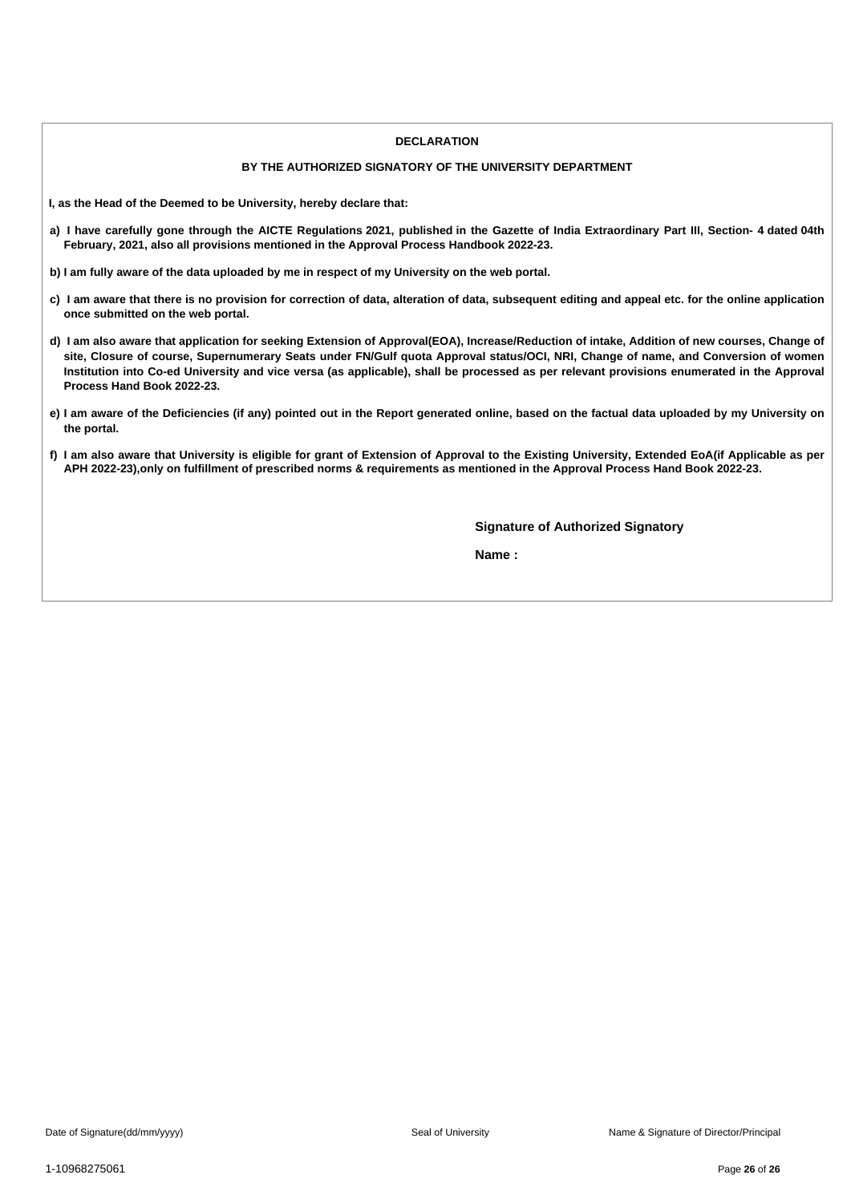## DECLARATION

### BY THE AUTHORIZED SIGNATORY OF THE UNIVERSITY DEPARTMENT

**I, as the Head of the Deemed to be University, hereby declare that:**

**a) I have carefully gone through the AICTE Regulations 2021, published in the Gazette of India Extraordinary Part III, Section- 4 dated 04th February, 2021, also all provisions mentioned in the Approval Process Handbook 2022-23.**

**b) I am fully aware of the data uploaded by me in respect of my University on the web portal.**

**c) I am aware that there is no provision for correction of data, alteration of data, subsequent editing and appeal etc. for the online application once submitted on the web portal.**

**d) I am also aware that application for seeking Extension of Approval(EOA), Increase/Reduction of intake, Addition of new courses, Change of site, Closure of course, Supernumerary Seats under FN/Gulf quota Approval status/OCI, NRI, Change of name, and Conversion of women Institution into Co-ed University and vice versa (as applicable), shall be processed as per relevant provisions enumerated in the Approval Process Hand Book 2022-23.**

**e) I am aware of the Deficiencies (if any) pointed out in the Report generated online, based on the factual data uploaded by my University on the portal.**

**f) I am also aware that University is eligible for grant of Extension of Approval to the Existing University, Extended EoA(if Applicable as per APH 2022-23),only on fulfillment of prescribed norms & requirements as mentioned in the Approval Process Hand Book 2022-23.**

**Signature of Authorized Signatory**

**Name :**

Date of Signature(dd/mm/yyyy)

Seal of University

Name & Signature of Director/Principal

1-10968275061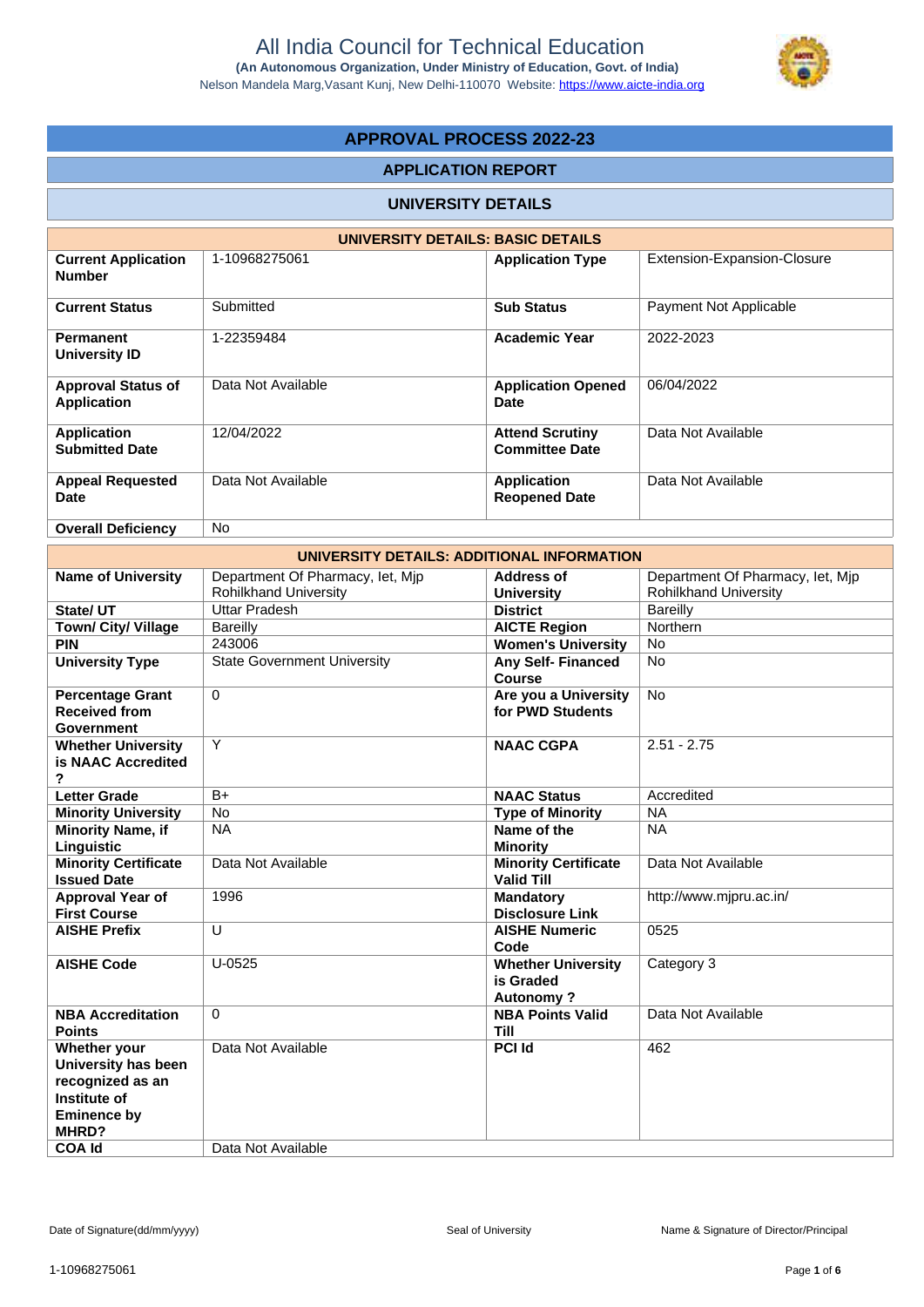# All India Council for Technical Education

**(An Autonomous Organization, Under Ministry of Education, Govt. of India)**

Nelson Mandela Marg,Vasant Kunj, New Delhi-110070 Website: https://www.aicte-india.org

## APPROVAL PROCESS 2022-23

### APPLICATION REPORT

### UNIVERSITY DETAILS

| UNIVERSITY DETAILS: BASIC DETAILS | | | |
|---|---|---|---|
| **Current Application Number** | 1-10968275061 | **Application Type** | Extension-Expansion-Closure |
| **Current Status** | Submitted | **Sub Status** | Payment Not Applicable |
| **Permanent University ID** | 1-22359484 | **Academic Year** | 2022-2023 |
| **Approval Status of Application** | Data Not Available | **Application Opened Date** | 06/04/2022 |
| **Application Submitted Date** | 12/04/2022 | **Attend Scrutiny Committee Date** | Data Not Available |
| **Appeal Requested Date** | Data Not Available | **Application Reopened Date** | Data Not Available |
| **Overall Deficiency** | No | | |

| UNIVERSITY DETAILS: ADDITIONAL INFORMATION | | | |
|---|---|---|---|
| **Name of University** | Department Of Pharmacy, Iet, Mjp Rohilkhand University | **Address of University** | Department Of Pharmacy, Iet, Mjp Rohilkhand University |
| **State/ UT** | Uttar Pradesh | **District** | Bareilly |
| **Town/ City/ Village** | Bareilly | **AICTE Region** | Northern |
| **PIN** | 243006 | **Women's University** | No |
| **University Type** | State Government University | **Any Self- Financed Course** | No |
| **Percentage Grant Received from Government** | 0 | **Are you a University for PWD Students** | No |
| **Whether University is NAAC Accredited ?** | Y | **NAAC CGPA** | 2.51 - 2.75 |
| **Letter Grade** | B+ | **NAAC Status** | Accredited |
| **Minority University** | No | **Type of Minority** | NA |
| **Minority Name, if Linguistic** | NA | **Name of the Minority** | NA |
| **Minority Certificate Issued Date** | Data Not Available | **Minority Certificate Valid Till** | Data Not Available |
| **Approval Year of First Course** | 1996 | **Mandatory Disclosure Link** | http://www.mjpru.ac.in/ |
| **AISHE Prefix** | U | **AISHE Numeric Code** | 0525 |
| **AISHE Code** | U-0525 | **Whether University is Graded Autonomy ?** | Category 3 |
| **NBA Accreditation Points** | 0 | **NBA Points Valid Till** | Data Not Available |
| **Whether your University has been recognized as an Institute of Eminence by MHRD?** | Data Not Available | **PCI Id** | 462 |
| **COA Id** | Data Not Available | | |

Date of Signature(dd/mm/yyyy) | Seal of University | Name & Signature of Director/Principal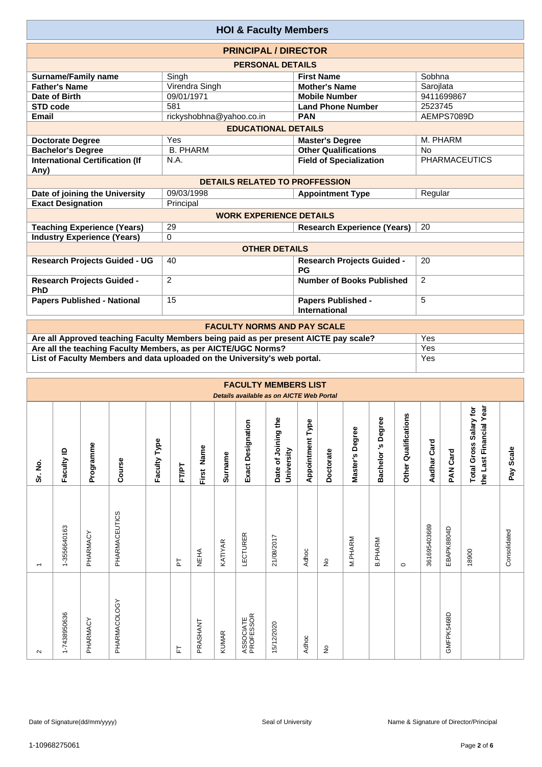# HOI & Faculty Members

## PRINCIPAL / DIRECTOR

### PERSONAL DETAILS

| | | | |
|---|---|---|---|
| **Surname/Family name** | Singh | **First Name** | Sobhna |
| **Father's Name** | Virendra Singh | **Mother's Name** | Sarojlata |
| **Date of Birth** | 09/01/1971 | **Mobile Number** | 9411699867 |
| **STD code** | 581 | **Land Phone Number** | 2523745 |
| **Email** | rickyshobhna@yahoo.co.in | **PAN** | AEMPS7089D |

### EDUCATIONAL DETAILS

| | | | |
|---|---|---|---|
| **Doctorate Degree** | Yes | **Master's Degree** | M. PHARM |
| **Bachelor's Degree** | B. PHARM | **Other Qualifications** | No |
| **International Certification (If Any)** | N.A. | **Field of Specialization** | PHARMACEUTICS |

### DETAILS RELATED TO PROFFESSION

| | | | |
|---|---|---|---|
| **Date of joining the University** | 09/03/1998 | **Appointment Type** | Regular |
| **Exact Designation** | Principal | | |

### WORK EXPERIENCE DETAILS

| | | | |
|---|---|---|---|
| **Teaching Experience (Years)** | 29 | **Research Experience (Years)** | 20 |
| **Industry Experience (Years)** | 0 | | |

### OTHER DETAILS

| | | | |
|---|---|---|---|
| **Research Projects Guided - UG** | 40 | **Research Projects Guided - PG** | 20 |
| **Research Projects Guided - PhD** | 2 | **Number of Books Published** | 2 |
| **Papers Published - National** | 15 | **Papers Published - International** | 5 |

## FACULTY NORMS AND PAY SCALE

| | |
|---|---|
| **Are all Approved teaching Faculty Members being paid as per present AICTE pay scale?** | Yes |
| **Are all the teaching Faculty Members, as per AICTE/UGC Norms?** | Yes |
| **List of Faculty Members and data uploaded on the University's web portal.** | Yes |

## FACULTY MEMBERS LIST

*Details available as on AICTE Web Portal*

| Sr. No. | Faculty ID | Programme | Course | Faculty Type | FT/PT | First Name | Surname | Exact Designation | Date of Joining the University | Appointment Type | Doctorate | Master's Degree | Bachelor 's Degree | Other Qualifications | Aadhar Card | PAN Card | Total Gross Salary for the Last Financial Year | Pay Scale |
|---|---|---|---|---|---|---|---|---|---|---|---|---|---|---|---|---|---|---|
| 1 | 1-3556640163 | PHARMACY | PHARMACEUTICS | | PT | NEHA | KATIYAR | LECTURER | 21/08/2017 | Adhoc | No | M.PHARM | B.PHARM | 0 | 361695403669 | EBAPK8804D | 18900 | Consolidated |
| 2 | 1-7438950636 | PHARMACY | PHARMACOLOGY | | FT | PRASHANT | KUMAR | ASSOCIATE PROFESSOR | 15/12/2020 | Adhoc | No | | | | | GMFPK5468D | | |

Date of Signature(dd/mm/yyyy) Seal of University Name & Signature of Director/Principal

1-10968275061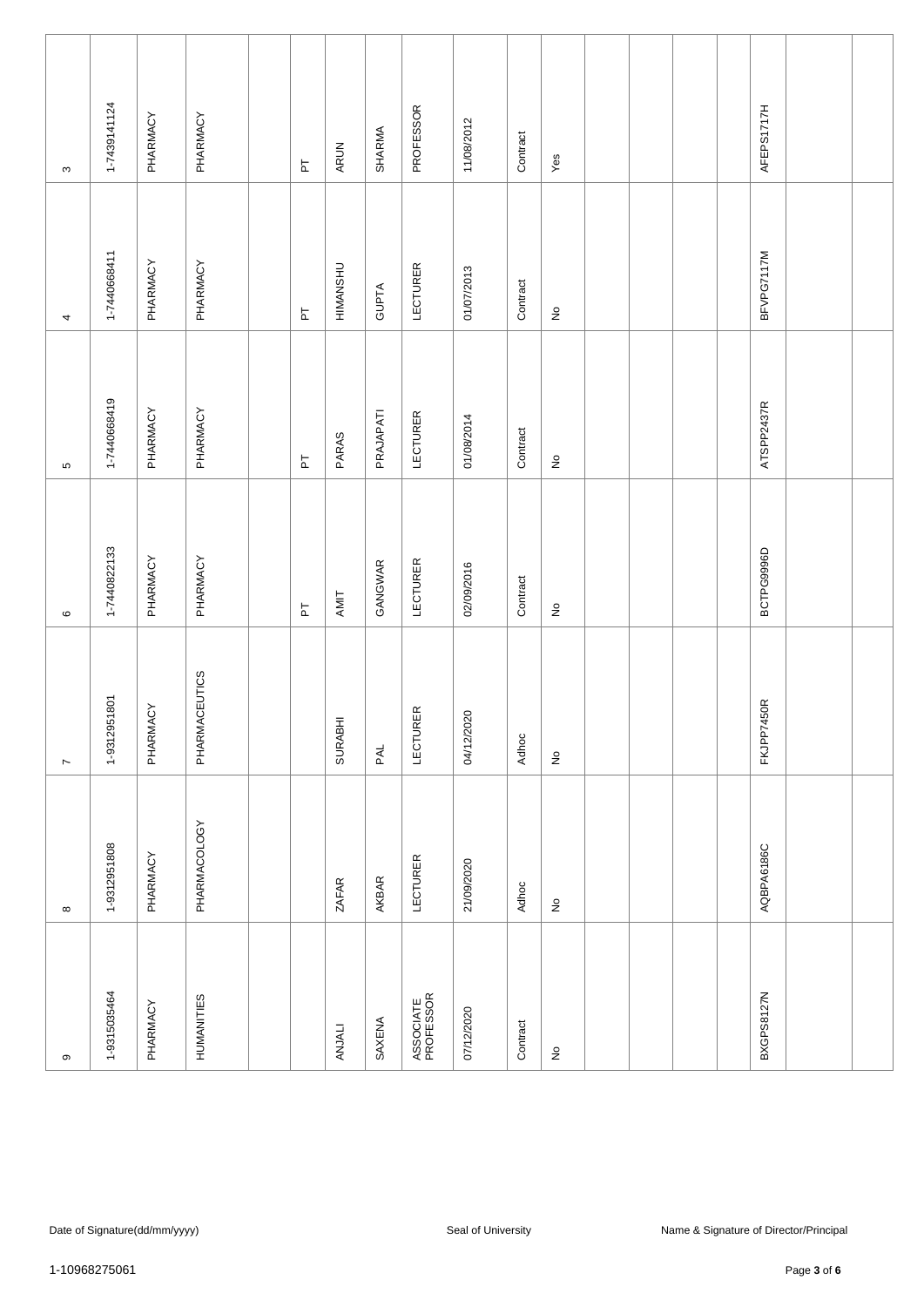| | | | | | | | | | | | | | | | | | | |
|---|---|---|---|---|---|---|---|---|---|---|---|---|---|---|---|---|---|---|
| 3 | 1-7439141124 | PHARMACY | PHARMACY | | PT | ARUN | SHARMA | PROFESSOR | 11/08/2012 | Contract | Yes | | | | | AFEPS1717H | | |
| 4 | 1-7440668411 | PHARMACY | PHARMACY | | PT | HIMANSHU | GUPTA | LECTURER | 01/07/2013 | Contract | No | | | | | BFVPG7117M | | |
| 5 | 1-7440668419 | PHARMACY | PHARMACY | | PT | PARAS | PRAJAPATI | LECTURER | 01/08/2014 | Contract | No | | | | | ATSPP2437R | | |
| 6 | 1-7440822133 | PHARMACY | PHARMACY | | PT | AMIT | GANGWAR | LECTURER | 02/09/2016 | Contract | No | | | | | BCTPG9996D | | |
| 7 | 1-9312951801 | PHARMACY | PHARMACEUTICS | | | SURABHI | PAL | LECTURER | 04/12/2020 | Adhoc | No | | | | | FKJPP7450R | | |
| 8 | 1-9312951808 | PHARMACY | PHARMACOLOGY | | | ZAFAR | AKBAR | LECTURER | 21/09/2020 | Adhoc | No | | | | | AQBPA6186C | | |
| 9 | 1-9315035464 | PHARMACY | HUMANITIES | | | ANJALI | SAXENA | ASSOCIATE PROFESSOR | 07/12/2020 | Contract | No | | | | | BXGPS8127N | | |

Date of Signature(dd/mm/yyyy) Seal of University Name & Signature of Director/Principal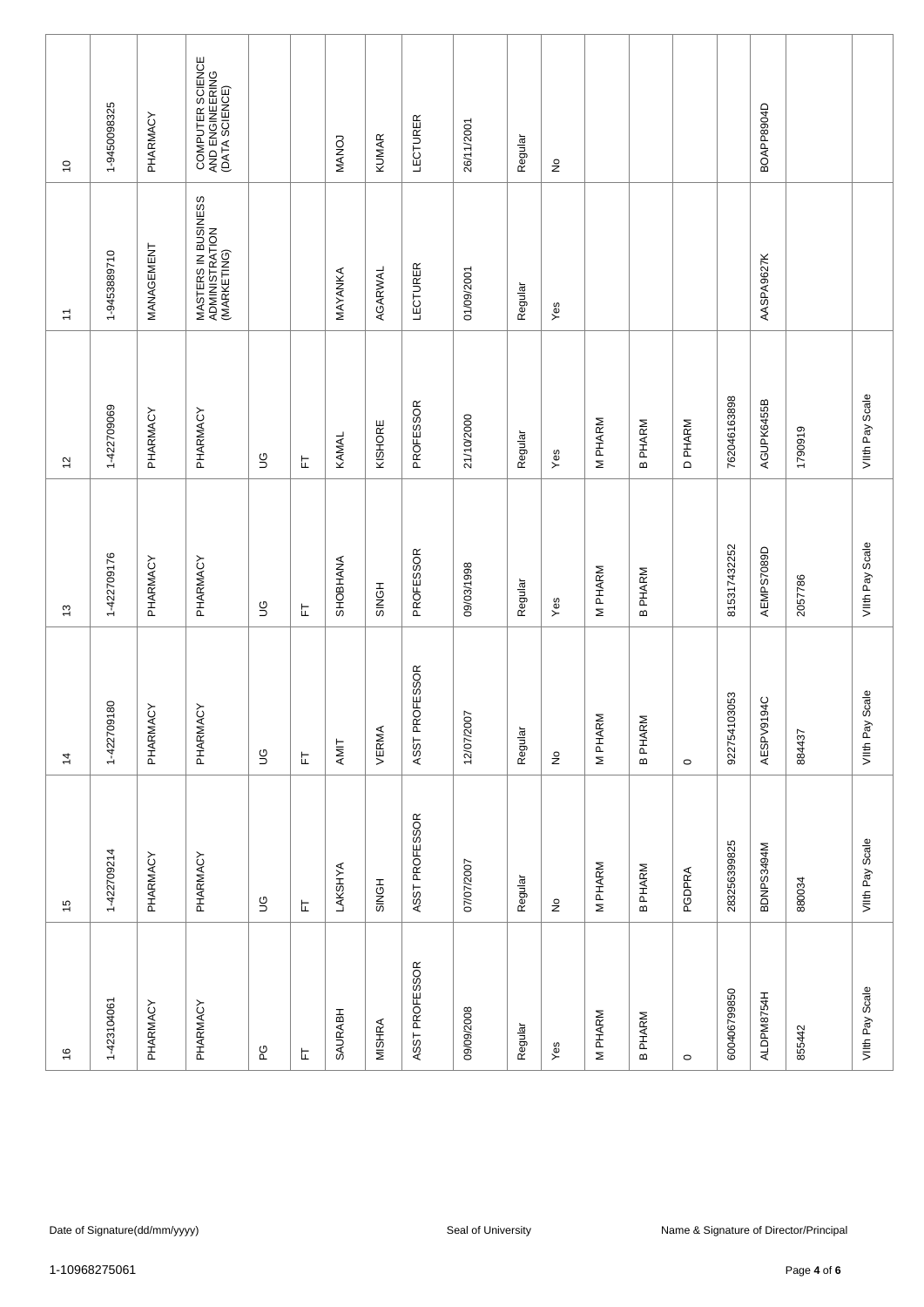| | | | | | | | | | | | | | | | | | | |
|---|---|---|---|---|---|---|---|---|---|---|---|---|---|---|---|---|---|---|
| 10 | 1-9450098325 | PHARMACY | COMPUTER SCIENCE AND ENGINEERING (DATA SCIENCE) | | | MANOJ | KUMAR | LECTURER | 26/11/2001 | Regular | No | | | | | BOAPP8904D | | |
| 11 | 1-9453889710 | MANAGEMENT | MASTERS IN BUSINESS ADMINISTRATION (MARKETING) | | | MAYANKA | AGARWAL | LECTURER | 01/09/2001 | Regular | Yes | | | | | AASPA9627K | | |
| 12 | 1-422709069 | PHARMACY | PHARMACY | UG | FT | KAMAL | KISHORE | PROFESSOR | 21/10/2000 | Regular | Yes | M PHARM | B PHARM | D PHARM | 762046163898 | AGUPK6455B | 1790919 | VIIth Pay Scale |
| 13 | 1-422709176 | PHARMACY | PHARMACY | UG | FT | SHOBHANA | SINGH | PROFESSOR | 09/03/1998 | Regular | Yes | M PHARM | B PHARM | | 815317432252 | AEMPS7089D | 2057786 | VIIth Pay Scale |
| 14 | 1-422709180 | PHARMACY | PHARMACY | UG | FT | AMIT | VERMA | ASST PROFESSOR | 12/07/2007 | Regular | No | M PHARM | B PHARM | 0 | 922754103053 | AESPV9194C | 884437 | VIIth Pay Scale |
| 15 | 1-422709214 | PHARMACY | PHARMACY | UG | FT | LAKSHYA | SINGH | ASST PROFESSOR | 07/07/2007 | Regular | No | M PHARM | B PHARM | PGDPRA | 283256399825 | BDNPS3494M | 880034 | VIIth Pay Scale |
| 16 | 1-423104061 | PHARMACY | PHARMACY | PG | FT | SAURABH | MISHRA | ASST PROFESSOR | 09/09/2008 | Regular | Yes | M PHARM | B PHARM | 0 | 600406799850 | ALDPM8754H | 855442 | VIIth Pay Scale |

Date of Signature(dd/mm/yyyy) | Seal of University | Name & Signature of Director/Principal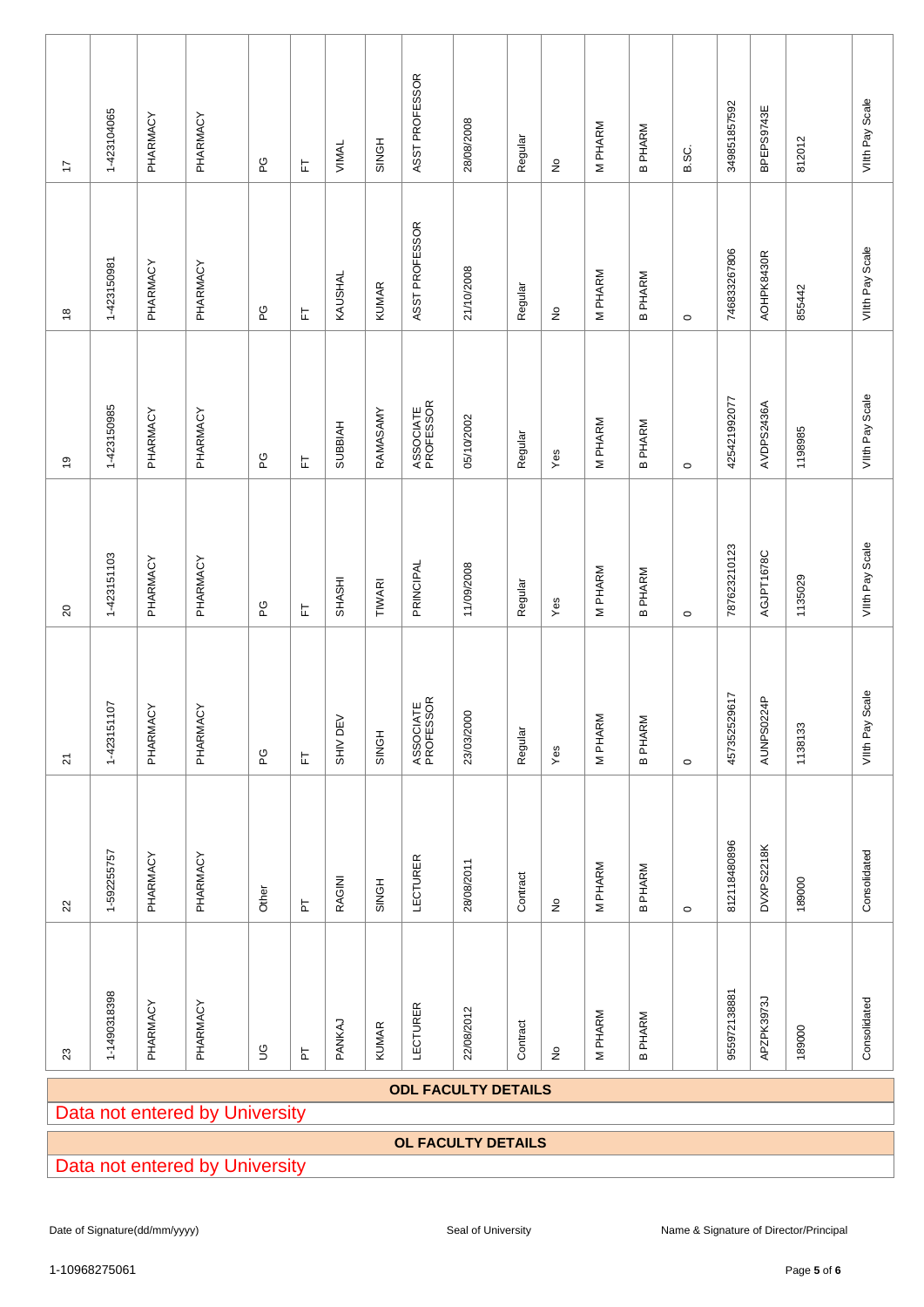| 17 | 1-423104065 | PHARMACY | PHARMACY | PG | FT | VIMAL | SINGH | ASST PROFESSOR | 28/08/2008 | Regular | No | M PHARM | B PHARM | B.SC. | 349851857592 | BPEPS9743E | 812012 | VIIth Pay Scale |
|---|---|---|---|---|---|---|---|---|---|---|---|---|---|---|---|---|---|---|
| 18 | 1-423150981 | PHARMACY | PHARMACY | PG | FT | KAUSHAL | KUMAR | ASST PROFESSOR | 21/10/2008 | Regular | No | M PHARM | B PHARM | 0 | 746833267806 | AOHPK8430R | 855442 | VIIth Pay Scale |
| 19 | 1-423150985 | PHARMACY | PHARMACY | PG | FT | SUBBIAH | RAMASAMY | ASSOCIATE PROFESSOR | 05/10/2002 | Regular | Yes | M PHARM | B PHARM | 0 | 425421992077 | AVDPS2436A | 1198985 | VIIth Pay Scale |
| 20 | 1-423151103 | PHARMACY | PHARMACY | PG | FT | SHASHI | TIWARI | PRINCIPAL | 11/09/2008 | Regular | Yes | M PHARM | B PHARM | 0 | 787623210123 | AGJPT1678C | 1135029 | VIIth Pay Scale |
| 21 | 1-423151107 | PHARMACY | PHARMACY | PG | FT | SHIV DEV | SINGH | ASSOCIATE PROFESSOR | 23/03/2000 | Regular | Yes | M PHARM | B PHARM | 0 | 457352529617 | AUNPS0224P | 1138133 | VIIth Pay Scale |
| 22 | 1-592255757 | PHARMACY | PHARMACY | Other | PT | RAGINI | SINGH | LECTURER | 28/08/2011 | Contract | No | M PHARM | B PHARM | 0 | 812118480896 | DVXPS2218K | 189000 | Consolidated |
| 23 | 1-1490318398 | PHARMACY | PHARMACY | UG | PT | PANKAJ | KUMAR | LECTURER | 22/08/2012 | Contract | No | M PHARM | B PHARM | | 955972138881 | APZPK3973J | 189000 | Consolidated |

**ODL FACULTY DETAILS**

Data not entered by University

**OL FACULTY DETAILS**

Data not entered by University

Date of Signature(dd/mm/yyyy) | Seal of University | Name & Signature of Director/Principal

1-10968275061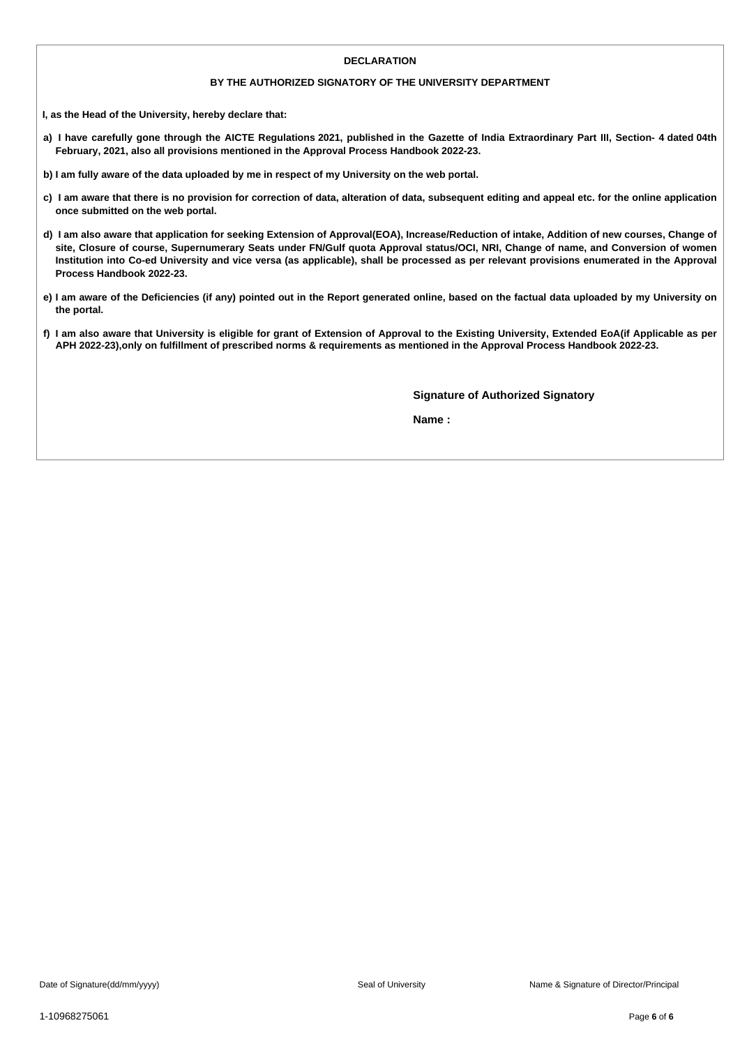**DECLARATION**

**BY THE AUTHORIZED SIGNATORY OF THE UNIVERSITY DEPARTMENT**

**I, as the Head of the University, hereby declare that:**

**a) I have carefully gone through the AICTE Regulations 2021, published in the Gazette of India Extraordinary Part III, Section- 4 dated 04th February, 2021, also all provisions mentioned in the Approval Process Handbook 2022-23.**

**b) I am fully aware of the data uploaded by me in respect of my University on the web portal.**

**c) I am aware that there is no provision for correction of data, alteration of data, subsequent editing and appeal etc. for the online application once submitted on the web portal.**

**d) I am also aware that application for seeking Extension of Approval(EOA), Increase/Reduction of intake, Addition of new courses, Change of site, Closure of course, Supernumerary Seats under FN/Gulf quota Approval status/OCI, NRI, Change of name, and Conversion of women Institution into Co-ed University and vice versa (as applicable), shall be processed as per relevant provisions enumerated in the Approval Process Handbook 2022-23.**

**e) I am aware of the Deficiencies (if any) pointed out in the Report generated online, based on the factual data uploaded by my University on the portal.**

**f) I am also aware that University is eligible for grant of Extension of Approval to the Existing University, Extended EoA(if Applicable as per APH 2022-23),only on fulfillment of prescribed norms & requirements as mentioned in the Approval Process Handbook 2022-23.**

**Signature of Authorized Signatory**

**Name :**

Date of Signature(dd/mm/yyyy)

Seal of University

Name & Signature of Director/Principal

1-10968275061